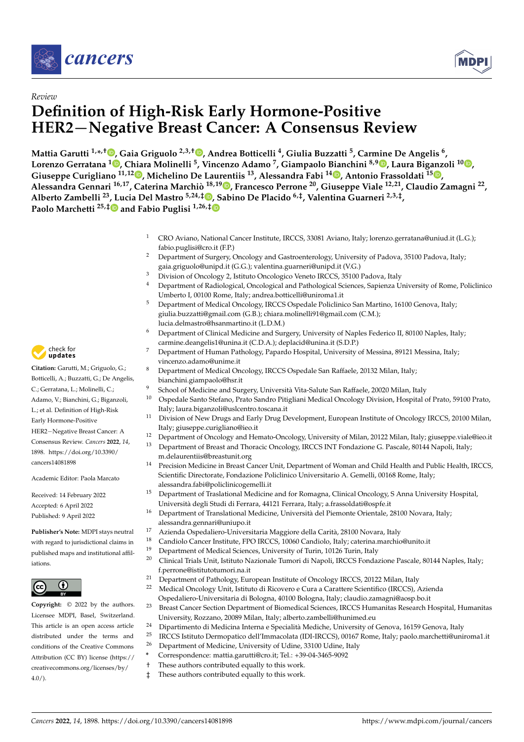*Review*

# Definition of High-Risk Early Hormone-Positive HER2−Negative Breast Cancer: A Consensus Review

**Mattia Garutti [1,*,†], Gaia Griguolo [2,3,†], Andrea Botticelli [4], Giulia Buzzatti [5], Carmine De Angelis [6], Lorenzo Gerratana [1], Chiara Molinelli [5], Vincenzo Adamo [7], Giampaolo Bianchini [8,9], Laura Biganzoli [10], Giuseppe Curigliano [11,12], Michelino De Laurentiis [13], Alessandra Fabi [14], Antonio Frassoldati [15], Alessandra Gennari [16,17], Caterina Marchiò [18,19], Francesco Perrone [20], Giuseppe Viale [12,21], Claudio Zamagni [22], Alberto Zambelli [23], Lucia Del Mastro [5,24,‡], Sabino De Placido [6,‡], Valentina Guarneri [2,3,‡], Paolo Marchetti [25,‡] and Fabio Puglisi [1,26,‡]**

1. CRO Aviano, National Cancer Institute, IRCCS, 33081 Aviano, Italy; lorenzo.gerratana@uniud.it (L.G.); fabio.puglisi@cro.it (F.P.)
2. Department of Surgery, Oncology and Gastroenterology, University of Padova, 35100 Padova, Italy; gaia.griguolo@unipd.it (G.G.); valentina.guarneri@unipd.it (V.G.)
3. Division of Oncology 2, Istituto Oncologico Veneto IRCCS, 35100 Padova, Italy
4. Department of Radiological, Oncological and Pathological Sciences, Sapienza University of Rome, Policlinico Umberto I, 00100 Rome, Italy; andrea.botticelli@uniroma1.it
5. Department of Medical Oncology, IRCCS Ospedale Policlinico San Martino, 16100 Genova, Italy; giulia.buzzatti@gmail.com (G.B.); chiara.molinelli91@gmail.com (C.M.); lucia.delmastro@hsanmartino.it (L.D.M.)
6. Department of Clinical Medicine and Surgery, University of Naples Federico II, 80100 Naples, Italy; carmine.deangelis1@unina.it (C.D.A.); deplacid@unina.it (S.D.P.)
7. Department of Human Pathology, Papardo Hospital, University of Messina, 89121 Messina, Italy; vincenzo.adamo@unime.it
8. Department of Medical Oncology, IRCCS Ospedale San Raffaele, 20132 Milan, Italy; bianchini.giampaolo@hsr.it
9. School of Medicine and Surgery, Università Vita-Salute San Raffaele, 20020 Milan, Italy
10. Ospedale Santo Stefano, Prato Sandro Pitigliani Medical Oncology Division, Hospital of Prato, 59100 Prato, Italy; laura.biganzoli@uslcentro.toscana.it
11. Division of New Drugs and Early Drug Development, European Institute of Oncology IRCCS, 20100 Milan, Italy; giuseppe.curigliano@ieo.it
12. Department of Oncology and Hemato-Oncology, University of Milan, 20122 Milan, Italy; giuseppe.viale@ieo.it
13. Department of Breast and Thoracic Oncology, IRCCS INT Fondazione G. Pascale, 80144 Napoli, Italy; m.delaurentiis@breastunit.org
14. Precision Medicine in Breast Cancer Unit, Department of Woman and Child Health and Public Health, IRCCS, Scientific Directorate, Fondazione Policlinico Universitario A. Gemelli, 00168 Rome, Italy; alessandra.fabi@policlinicogemelli.it
15. Department of Traslational Medicine and for Romagna, Clinical Oncology, S Anna University Hospital, Università degli Studi di Ferrara, 44121 Ferrara, Italy; a.frassoldati@ospfe.it
16. Department of Translational Medicine, Università del Piemonte Orientale, 28100 Novara, Italy; alessandra.gennari@uniupo.it
17. Azienda Ospedaliero-Universitaria Maggiore della Carità, 28100 Novara, Italy
18. Candiolo Cancer Institute, FPO IRCCS, 10060 Candiolo, Italy; caterina.marchio@unito.it
19. Department of Medical Sciences, University of Turin, 10126 Turin, Italy
20. Clinical Trials Unit, Istituto Nazionale Tumori di Napoli, IRCCS Fondazione Pascale, 80144 Naples, Italy; f.perrone@istitutotumori.na.it
21. Department of Pathology, European Institute of Oncology IRCCS, 20122 Milan, Italy
22. Medical Oncology Unit, Istituto di Ricovero e Cura a Carattere Scientifico (IRCCS), Azienda Ospedaliero-Universitaria di Bologna, 40100 Bologna, Italy; claudio.zamagni@aosp.bo.it
23. Breast Cancer Section Department of Biomedical Sciences, IRCCS Humanitas Research Hospital, Humanitas University, Rozzano, 20089 Milan, Italy; alberto.zambelli@hunimed.eu
24. Dipartimento di Medicina Interna e Specialità Mediche, University of Genova, 16159 Genova, Italy
25. IRCCS Istituto Dermopatico dell'Immacolata (IDI-IRCCS), 00167 Rome, Italy; paolo.marchetti@uniroma1.it
26. Department of Medicine, University of Udine, 33100 Udine, Italy

\* Correspondence: mattia.garutti@cro.it; Tel.: +39-04-3465-9092

† These authors contributed equally to this work.

‡ These authors contributed equally to this work.

**Citation:** Garutti, M.; Griguolo, G.; Botticelli, A.; Buzzatti, G.; De Angelis, C.; Gerratana, L.; Molinelli, C.; Adamo, V.; Bianchini, G.; Biganzoli, L.; et al. Definition of High-Risk Early Hormone-Positive HER2−Negative Breast Cancer: A Consensus Review. *Cancers* **2022**, *14*, 1898. https://doi.org/10.3390/cancers14081898

Academic Editor: Paola Marcato

Received: 14 February 2022
Accepted: 6 April 2022
Published: 9 April 2022

**Publisher's Note:** MDPI stays neutral with regard to jurisdictional claims in published maps and institutional affiliations.

**Copyright:** © 2022 by the authors. Licensee MDPI, Basel, Switzerland. This article is an open access article distributed under the terms and conditions of the Creative Commons Attribution (CC BY) license (https://creativecommons.org/licenses/by/4.0/).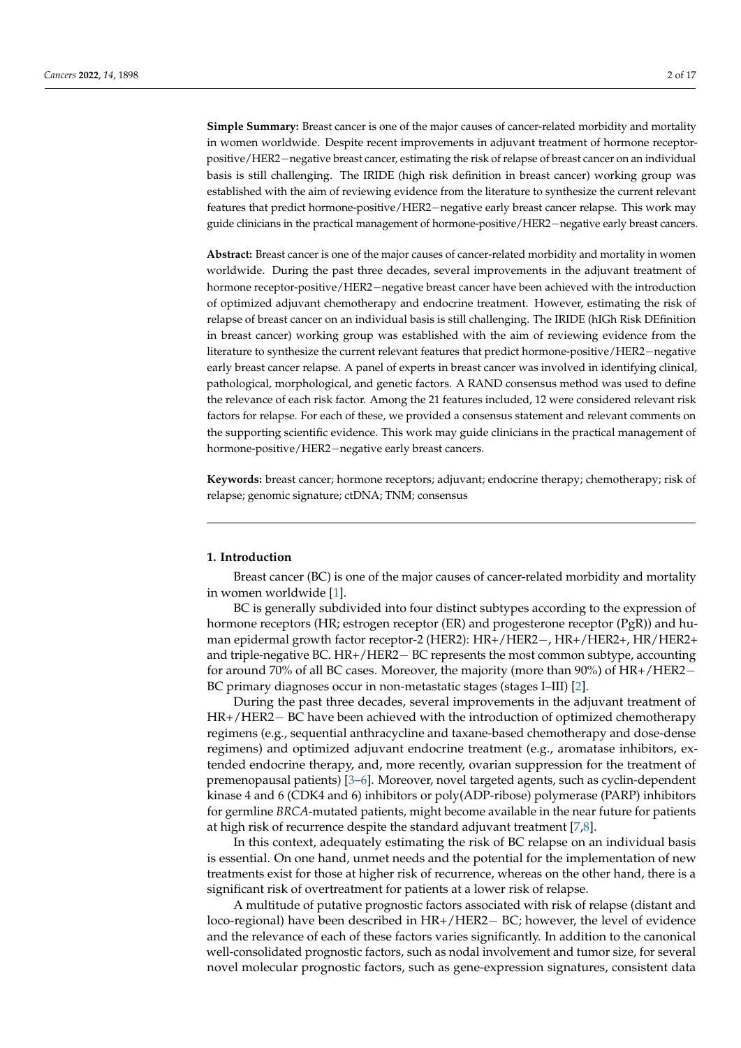**Simple Summary:** Breast cancer is one of the major causes of cancer-related morbidity and mortality in women worldwide. Despite recent improvements in adjuvant treatment of hormone receptor-positive/HER2−negative breast cancer, estimating the risk of relapse of breast cancer on an individual basis is still challenging. The IRIDE (high risk definition in breast cancer) working group was established with the aim of reviewing evidence from the literature to synthesize the current relevant features that predict hormone-positive/HER2−negative early breast cancer relapse. This work may guide clinicians in the practical management of hormone-positive/HER2−negative early breast cancers.

**Abstract:** Breast cancer is one of the major causes of cancer-related morbidity and mortality in women worldwide. During the past three decades, several improvements in the adjuvant treatment of hormone receptor-positive/HER2−negative breast cancer have been achieved with the introduction of optimized adjuvant chemotherapy and endocrine treatment. However, estimating the risk of relapse of breast cancer on an individual basis is still challenging. The IRIDE (hIGh Risk DEfinition in breast cancer) working group was established with the aim of reviewing evidence from the literature to synthesize the current relevant features that predict hormone-positive/HER2−negative early breast cancer relapse. A panel of experts in breast cancer was involved in identifying clinical, pathological, morphological, and genetic factors. A RAND consensus method was used to define the relevance of each risk factor. Among the 21 features included, 12 were considered relevant risk factors for relapse. For each of these, we provided a consensus statement and relevant comments on the supporting scientific evidence. This work may guide clinicians in the practical management of hormone-positive/HER2−negative early breast cancers.

**Keywords:** breast cancer; hormone receptors; adjuvant; endocrine therapy; chemotherapy; risk of relapse; genomic signature; ctDNA; TNM; consensus

## 1. Introduction

Breast cancer (BC) is one of the major causes of cancer-related morbidity and mortality in women worldwide [1].

BC is generally subdivided into four distinct subtypes according to the expression of hormone receptors (HR; estrogen receptor (ER) and progesterone receptor (PgR)) and human epidermal growth factor receptor-2 (HER2): HR+/HER2−, HR+/HER2+, HR/HER2+ and triple-negative BC. HR+/HER2− BC represents the most common subtype, accounting for around 70% of all BC cases. Moreover, the majority (more than 90%) of HR+/HER2− BC primary diagnoses occur in non-metastatic stages (stages I–III) [2].

During the past three decades, several improvements in the adjuvant treatment of HR+/HER2− BC have been achieved with the introduction of optimized chemotherapy regimens (e.g., sequential anthracycline and taxane-based chemotherapy and dose-dense regimens) and optimized adjuvant endocrine treatment (e.g., aromatase inhibitors, extended endocrine therapy, and, more recently, ovarian suppression for the treatment of premenopausal patients) [3–6]. Moreover, novel targeted agents, such as cyclin-dependent kinase 4 and 6 (CDK4 and 6) inhibitors or poly(ADP-ribose) polymerase (PARP) inhibitors for germline *BRCA*-mutated patients, might become available in the near future for patients at high risk of recurrence despite the standard adjuvant treatment [7,8].

In this context, adequately estimating the risk of BC relapse on an individual basis is essential. On one hand, unmet needs and the potential for the implementation of new treatments exist for those at higher risk of recurrence, whereas on the other hand, there is a significant risk of overtreatment for patients at a lower risk of relapse.

A multitude of putative prognostic factors associated with risk of relapse (distant and loco-regional) have been described in HR+/HER2− BC; however, the level of evidence and the relevance of each of these factors varies significantly. In addition to the canonical well-consolidated prognostic factors, such as nodal involvement and tumor size, for several novel molecular prognostic factors, such as gene-expression signatures, consistent data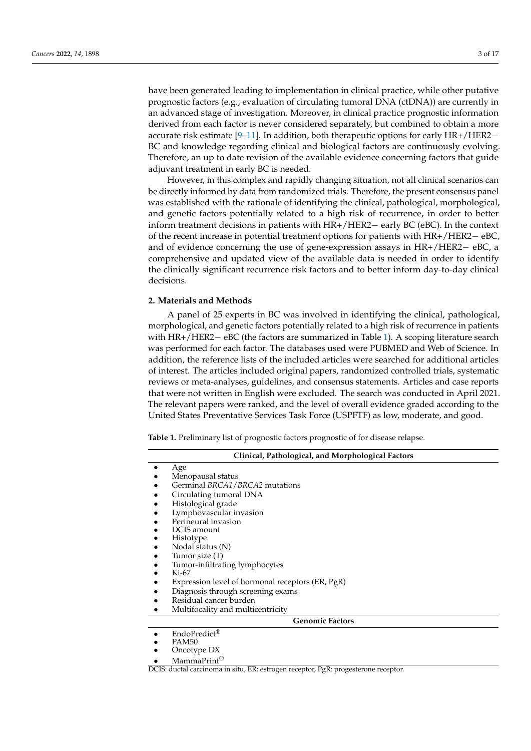have been generated leading to implementation in clinical practice, while other putative prognostic factors (e.g., evaluation of circulating tumoral DNA (ctDNA)) are currently in an advanced stage of investigation. Moreover, in clinical practice prognostic information derived from each factor is never considered separately, but combined to obtain a more accurate risk estimate [9–11]. In addition, both therapeutic options for early HR+/HER2− BC and knowledge regarding clinical and biological factors are continuously evolving. Therefore, an up to date revision of the available evidence concerning factors that guide adjuvant treatment in early BC is needed.

However, in this complex and rapidly changing situation, not all clinical scenarios can be directly informed by data from randomized trials. Therefore, the present consensus panel was established with the rationale of identifying the clinical, pathological, morphological, and genetic factors potentially related to a high risk of recurrence, in order to better inform treatment decisions in patients with HR+/HER2− early BC (eBC). In the context of the recent increase in potential treatment options for patients with HR+/HER2− eBC, and of evidence concerning the use of gene-expression assays in HR+/HER2− eBC, a comprehensive and updated view of the available data is needed in order to identify the clinically significant recurrence risk factors and to better inform day-to-day clinical decisions.

## 2. Materials and Methods

A panel of 25 experts in BC was involved in identifying the clinical, pathological, morphological, and genetic factors potentially related to a high risk of recurrence in patients with HR+/HER2− eBC (the factors are summarized in Table 1). A scoping literature search was performed for each factor. The databases used were PUBMED and Web of Science. In addition, the reference lists of the included articles were searched for additional articles of interest. The articles included original papers, randomized controlled trials, systematic reviews or meta-analyses, guidelines, and consensus statements. Articles and case reports that were not written in English were excluded. The search was conducted in April 2021. The relevant papers were ranked, and the level of overall evidence graded according to the United States Preventative Services Task Force (USPFTF) as low, moderate, and good.

**Table 1.** Preliminary list of prognostic factors prognostic of for disease relapse.

| Clinical, Pathological, and Morphological Factors |
|---|
| • Age |
| • Menopausal status |
| • Germinal *BRCA1*/*BRCA2* mutations |
| • Circulating tumoral DNA |
| • Histological grade |
| • Lymphovascular invasion |
| • Perineural invasion |
| • DCIS amount |
| • Histotype |
| • Nodal status (N) |
| • Tumor size (T) |
| • Tumor-infiltrating lymphocytes |
| • Ki-67 |
| • Expression level of hormonal receptors (ER, PgR) |
| • Diagnosis through screening exams |
| • Residual cancer burden |
| • Multifocality and multicentricity |
| **Genomic Factors** |
| • EndoPredict® |
| • PAM50 |
| • Oncotype DX |
| • MammaPrint® |

DCIS: ductal carcinoma in situ, ER: estrogen receptor, PgR: progesterone receptor.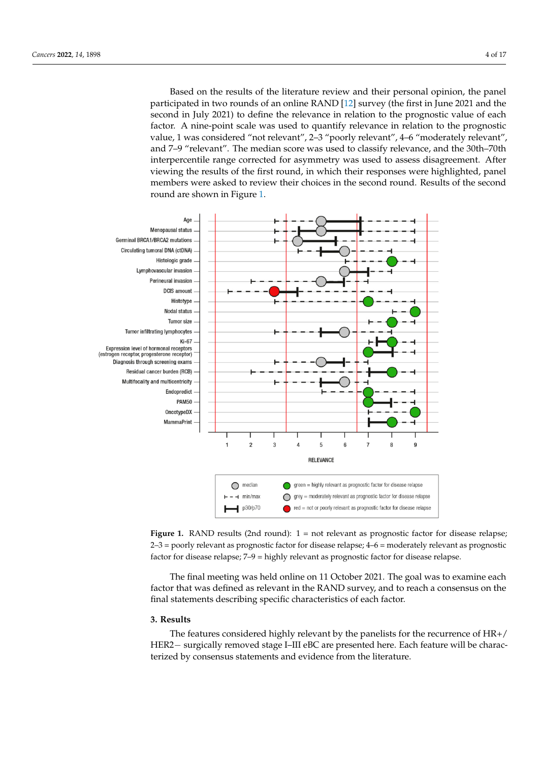Based on the results of the literature review and their personal opinion, the panel participated in two rounds of an online RAND [12] survey (the first in June 2021 and the second in July 2021) to define the relevance in relation to the prognostic value of each factor. A nine-point scale was used to quantify relevance in relation to the prognostic value, 1 was considered "not relevant", 2–3 "poorly relevant", 4–6 "moderately relevant", and 7–9 "relevant". The median score was used to classify relevance, and the 30th–70th interpercentile range corrected for asymmetry was used to assess disagreement. After viewing the results of the first round, in which their responses were highlighted, panel members were asked to review their choices in the second round. Results of the second round are shown in Figure 1.

Age
Menopausal status
Germinal BRCA1/BRCA2 mutations
Circulating tumoral DNA (ctDNA)
Histologic grade
Lymphovascular invasion
Perineural invasion
DCIS amount
Histotype
Nodal status
Tumor size
Tumor infiltrating lymphocytes
Ki-67
Expression level of hormonal receptors (estrogen receptor, progesterone receptor)
Diagnosis through screening exams
Residual cancer burden (RCB)
Multifocality and multicentricity
Endopredict
PAM50
OncotypeDX
MammaPrint

1 2 3 4 5 6 7 8 9

RELEVANCE

median
min/max
p30/p70
green = highly relevant as prognostic factor for disease relapse
grey = moderately relevant as prognostic factor for disease relapse
red = not or poorly relevant as prognostic factor for disease relapse

**Figure 1.** RAND results (2nd round): 1 = not relevant as prognostic factor for disease relapse; 2–3 = poorly relevant as prognostic factor for disease relapse; 4–6 = moderately relevant as prognostic factor for disease relapse; 7–9 = highly relevant as prognostic factor for disease relapse.

The final meeting was held online on 11 October 2021. The goal was to examine each factor that was defined as relevant in the RAND survey, and to reach a consensus on the final statements describing specific characteristics of each factor.

## 3. Results

The features considered highly relevant by the panelists for the recurrence of HR+/HER2− surgically removed stage I–III eBC are presented here. Each feature will be characterized by consensus statements and evidence from the literature.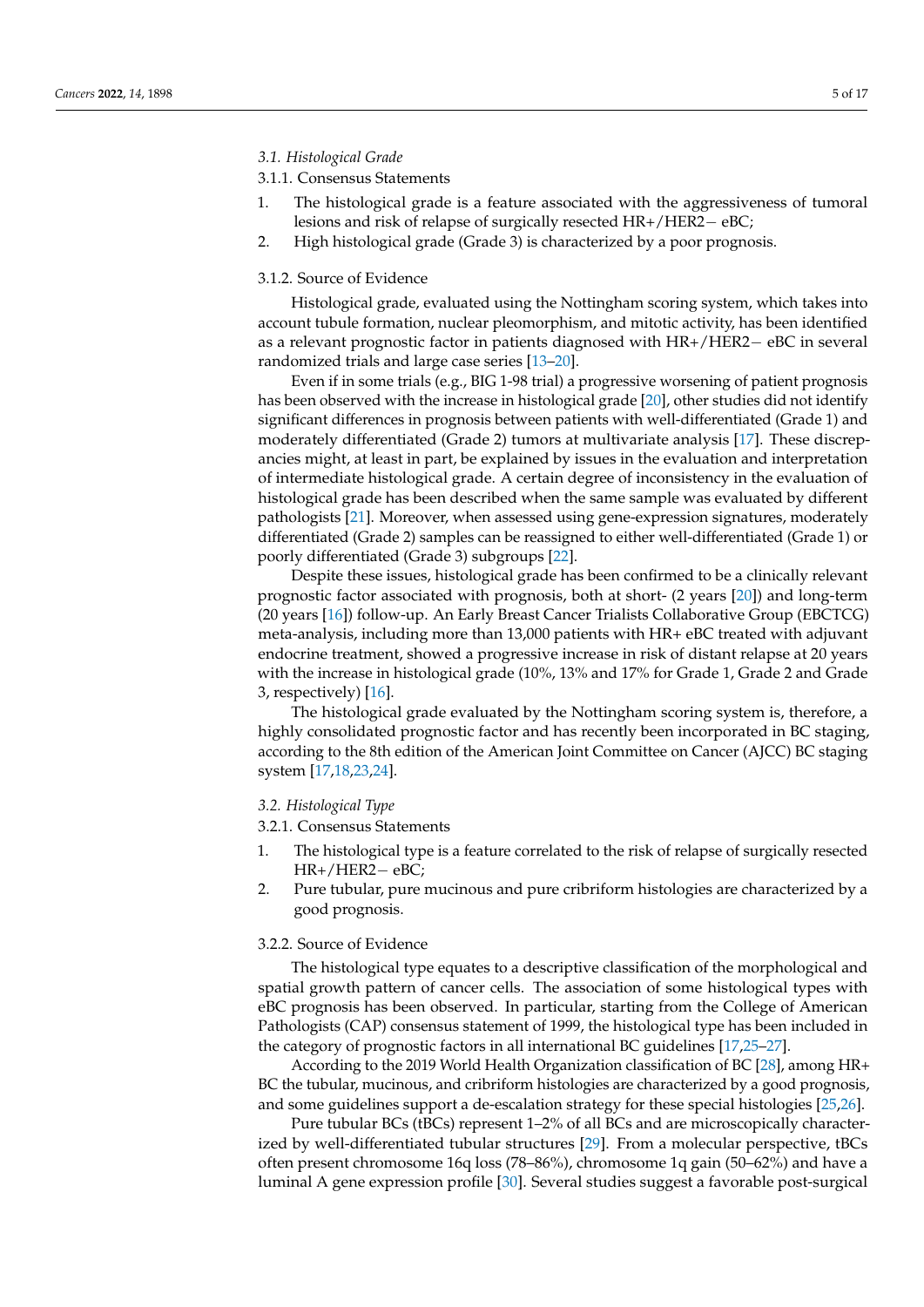### 3.1. Histological Grade

#### 3.1.1. Consensus Statements

1. The histological grade is a feature associated with the aggressiveness of tumoral lesions and risk of relapse of surgically resected HR+/HER2− eBC;
2. High histological grade (Grade 3) is characterized by a poor prognosis.

#### 3.1.2. Source of Evidence

Histological grade, evaluated using the Nottingham scoring system, which takes into account tubule formation, nuclear pleomorphism, and mitotic activity, has been identified as a relevant prognostic factor in patients diagnosed with HR+/HER2− eBC in several randomized trials and large case series [13–20].

Even if in some trials (e.g., BIG 1-98 trial) a progressive worsening of patient prognosis has been observed with the increase in histological grade [20], other studies did not identify significant differences in prognosis between patients with well-differentiated (Grade 1) and moderately differentiated (Grade 2) tumors at multivariate analysis [17]. These discrepancies might, at least in part, be explained by issues in the evaluation and interpretation of intermediate histological grade. A certain degree of inconsistency in the evaluation of histological grade has been described when the same sample was evaluated by different pathologists [21]. Moreover, when assessed using gene-expression signatures, moderately differentiated (Grade 2) samples can be reassigned to either well-differentiated (Grade 1) or poorly differentiated (Grade 3) subgroups [22].

Despite these issues, histological grade has been confirmed to be a clinically relevant prognostic factor associated with prognosis, both at short- (2 years [20]) and long-term (20 years [16]) follow-up. An Early Breast Cancer Trialists Collaborative Group (EBCTCG) meta-analysis, including more than 13,000 patients with HR+ eBC treated with adjuvant endocrine treatment, showed a progressive increase in risk of distant relapse at 20 years with the increase in histological grade (10%, 13% and 17% for Grade 1, Grade 2 and Grade 3, respectively) [16].

The histological grade evaluated by the Nottingham scoring system is, therefore, a highly consolidated prognostic factor and has recently been incorporated in BC staging, according to the 8th edition of the American Joint Committee on Cancer (AJCC) BC staging system [17,18,23,24].

### 3.2. Histological Type

#### 3.2.1. Consensus Statements

1. The histological type is a feature correlated to the risk of relapse of surgically resected HR+/HER2− eBC;
2. Pure tubular, pure mucinous and pure cribriform histologies are characterized by a good prognosis.

#### 3.2.2. Source of Evidence

The histological type equates to a descriptive classification of the morphological and spatial growth pattern of cancer cells. The association of some histological types with eBC prognosis has been observed. In particular, starting from the College of American Pathologists (CAP) consensus statement of 1999, the histological type has been included in the category of prognostic factors in all international BC guidelines [17,25–27].

According to the 2019 World Health Organization classification of BC [28], among HR+ BC the tubular, mucinous, and cribriform histologies are characterized by a good prognosis, and some guidelines support a de-escalation strategy for these special histologies [25,26].

Pure tubular BCs (tBCs) represent 1–2% of all BCs and are microscopically characterized by well-differentiated tubular structures [29]. From a molecular perspective, tBCs often present chromosome 16q loss (78–86%), chromosome 1q gain (50–62%) and have a luminal A gene expression profile [30]. Several studies suggest a favorable post-surgical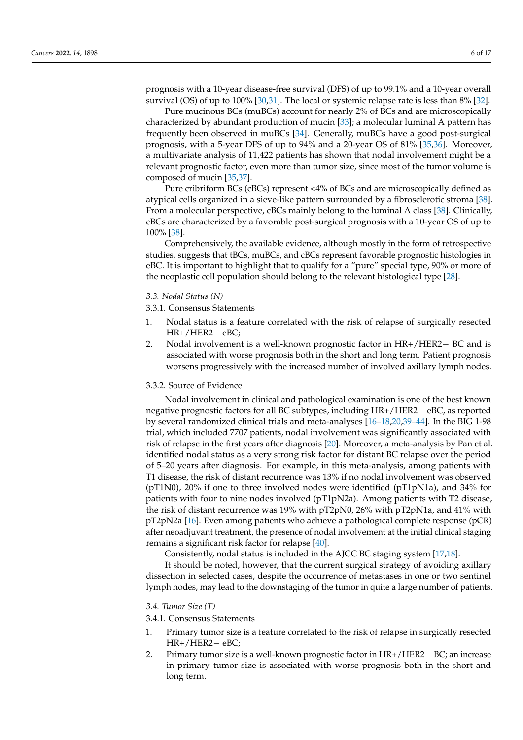prognosis with a 10-year disease-free survival (DFS) of up to 99.1% and a 10-year overall survival (OS) of up to 100% [30,31]. The local or systemic relapse rate is less than 8% [32].

Pure mucinous BCs (muBCs) account for nearly 2% of BCs and are microscopically characterized by abundant production of mucin [33]; a molecular luminal A pattern has frequently been observed in muBCs [34]. Generally, muBCs have a good post-surgical prognosis, with a 5-year DFS of up to 94% and a 20-year OS of 81% [35,36]. Moreover, a multivariate analysis of 11,422 patients has shown that nodal involvement might be a relevant prognostic factor, even more than tumor size, since most of the tumor volume is composed of mucin [35,37].

Pure cribriform BCs (cBCs) represent <4% of BCs and are microscopically defined as atypical cells organized in a sieve-like pattern surrounded by a fibrosclerotic stroma [38]. From a molecular perspective, cBCs mainly belong to the luminal A class [38]. Clinically, cBCs are characterized by a favorable post-surgical prognosis with a 10-year OS of up to 100% [38].

Comprehensively, the available evidence, although mostly in the form of retrospective studies, suggests that tBCs, muBCs, and cBCs represent favorable prognostic histologies in eBC. It is important to highlight that to qualify for a "pure" special type, 90% or more of the neoplastic cell population should belong to the relevant histological type [28].

### *3.3. Nodal Status (N)*

#### 3.3.1. Consensus Statements

1. Nodal status is a feature correlated with the risk of relapse of surgically resected HR+/HER2− eBC;
2. Nodal involvement is a well-known prognostic factor in HR+/HER2− BC and is associated with worse prognosis both in the short and long term. Patient prognosis worsens progressively with the increased number of involved axillary lymph nodes.

#### 3.3.2. Source of Evidence

Nodal involvement in clinical and pathological examination is one of the best known negative prognostic factors for all BC subtypes, including HR+/HER2− eBC, as reported by several randomized clinical trials and meta-analyses [16–18,20,39–44]. In the BIG 1-98 trial, which included 7707 patients, nodal involvement was significantly associated with risk of relapse in the first years after diagnosis [20]. Moreover, a meta-analysis by Pan et al. identified nodal status as a very strong risk factor for distant BC relapse over the period of 5–20 years after diagnosis. For example, in this meta-analysis, among patients with T1 disease, the risk of distant recurrence was 13% if no nodal involvement was observed (pT1N0), 20% if one to three involved nodes were identified (pT1pN1a), and 34% for patients with four to nine nodes involved (pT1pN2a). Among patients with T2 disease, the risk of distant recurrence was 19% with pT2pN0, 26% with pT2pN1a, and 41% with pT2pN2a [16]. Even among patients who achieve a pathological complete response (pCR) after neoadjuvant treatment, the presence of nodal involvement at the initial clinical staging remains a significant risk factor for relapse [40].

Consistently, nodal status is included in the AJCC BC staging system [17,18].

It should be noted, however, that the current surgical strategy of avoiding axillary dissection in selected cases, despite the occurrence of metastases in one or two sentinel lymph nodes, may lead to the downstaging of the tumor in quite a large number of patients.

### *3.4. Tumor Size (T)*

#### 3.4.1. Consensus Statements

1. Primary tumor size is a feature correlated to the risk of relapse in surgically resected HR+/HER2− eBC;
2. Primary tumor size is a well-known prognostic factor in HR+/HER2− BC; an increase in primary tumor size is associated with worse prognosis both in the short and long term.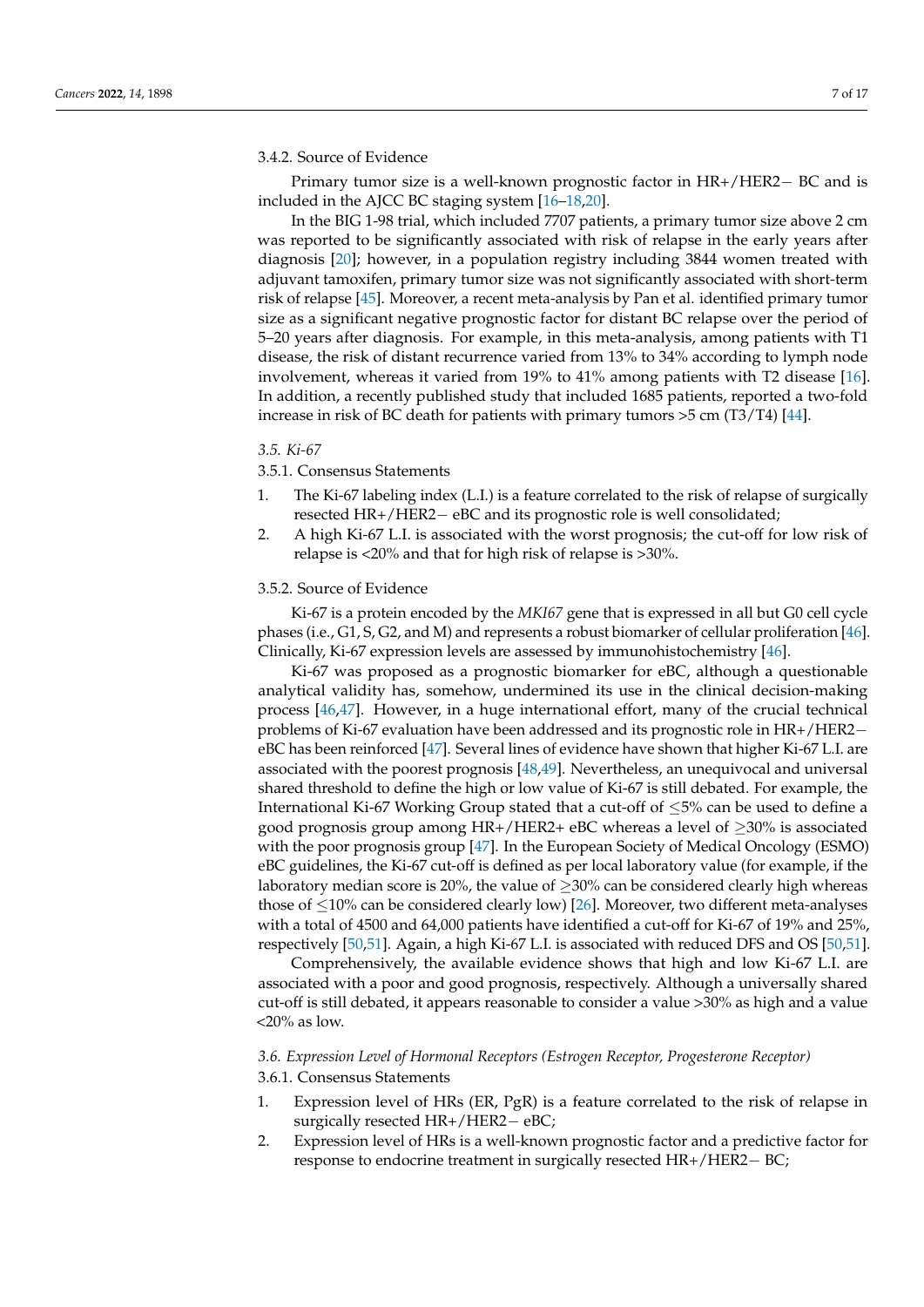#### 3.4.2. Source of Evidence

Primary tumor size is a well-known prognostic factor in HR+/HER2− BC and is included in the AJCC BC staging system [16–18,20].

In the BIG 1-98 trial, which included 7707 patients, a primary tumor size above 2 cm was reported to be significantly associated with risk of relapse in the early years after diagnosis [20]; however, in a population registry including 3844 women treated with adjuvant tamoxifen, primary tumor size was not significantly associated with short-term risk of relapse [45]. Moreover, a recent meta-analysis by Pan et al. identified primary tumor size as a significant negative prognostic factor for distant BC relapse over the period of 5–20 years after diagnosis. For example, in this meta-analysis, among patients with T1 disease, the risk of distant recurrence varied from 13% to 34% according to lymph node involvement, whereas it varied from 19% to 41% among patients with T2 disease [16]. In addition, a recently published study that included 1685 patients, reported a two-fold increase in risk of BC death for patients with primary tumors >5 cm (T3/T4) [44].

### *3.5. Ki-67*

#### 3.5.1. Consensus Statements

1. The Ki-67 labeling index (L.I.) is a feature correlated to the risk of relapse of surgically resected HR+/HER2− eBC and its prognostic role is well consolidated;
2. A high Ki-67 L.I. is associated with the worst prognosis; the cut-off for low risk of relapse is <20% and that for high risk of relapse is >30%.

#### 3.5.2. Source of Evidence

Ki-67 is a protein encoded by the *MKI67* gene that is expressed in all but G0 cell cycle phases (i.e., G1, S, G2, and M) and represents a robust biomarker of cellular proliferation [46]. Clinically, Ki-67 expression levels are assessed by immunohistochemistry [46].

Ki-67 was proposed as a prognostic biomarker for eBC, although a questionable analytical validity has, somehow, undermined its use in the clinical decision-making process [46,47]. However, in a huge international effort, many of the crucial technical problems of Ki-67 evaluation have been addressed and its prognostic role in HR+/HER2− eBC has been reinforced [47]. Several lines of evidence have shown that higher Ki-67 L.I. are associated with the poorest prognosis [48,49]. Nevertheless, an unequivocal and universal shared threshold to define the high or low value of Ki-67 is still debated. For example, the International Ki-67 Working Group stated that a cut-off of ≤5% can be used to define a good prognosis group among HR+/HER2+ eBC whereas a level of ≥30% is associated with the poor prognosis group [47]. In the European Society of Medical Oncology (ESMO) eBC guidelines, the Ki-67 cut-off is defined as per local laboratory value (for example, if the laboratory median score is 20%, the value of ≥30% can be considered clearly high whereas those of ≤10% can be considered clearly low) [26]. Moreover, two different meta-analyses with a total of 4500 and 64,000 patients have identified a cut-off for Ki-67 of 19% and 25%, respectively [50,51]. Again, a high Ki-67 L.I. is associated with reduced DFS and OS [50,51].

Comprehensively, the available evidence shows that high and low Ki-67 L.I. are associated with a poor and good prognosis, respectively. Although a universally shared cut-off is still debated, it appears reasonable to consider a value >30% as high and a value <20% as low.

### *3.6. Expression Level of Hormonal Receptors (Estrogen Receptor, Progesterone Receptor)*

#### 3.6.1. Consensus Statements

1. Expression level of HRs (ER, PgR) is a feature correlated to the risk of relapse in surgically resected HR+/HER2− eBC;
2. Expression level of HRs is a well-known prognostic factor and a predictive factor for response to endocrine treatment in surgically resected HR+/HER2− BC;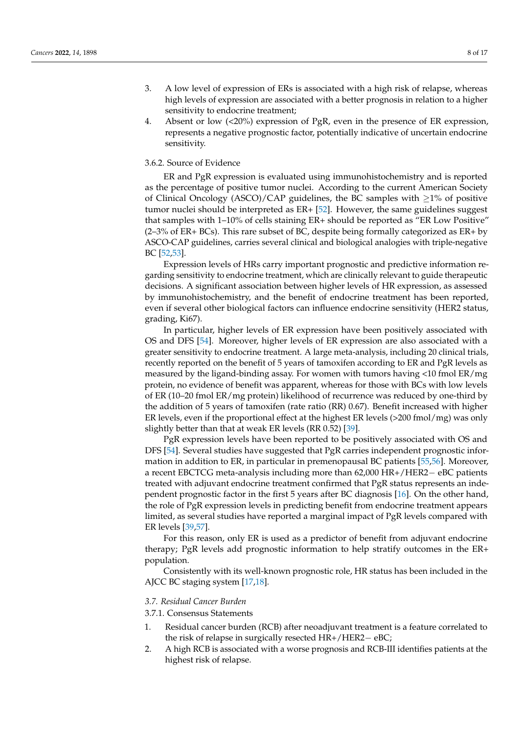3. A low level of expression of ERs is associated with a high risk of relapse, whereas high levels of expression are associated with a better prognosis in relation to a higher sensitivity to endocrine treatment;
4. Absent or low (<20%) expression of PgR, even in the presence of ER expression, represents a negative prognostic factor, potentially indicative of uncertain endocrine sensitivity.

3.6.2. Source of Evidence

ER and PgR expression is evaluated using immunohistochemistry and is reported as the percentage of positive tumor nuclei. According to the current American Society of Clinical Oncology (ASCO)/CAP guidelines, the BC samples with ≥1% of positive tumor nuclei should be interpreted as ER+ [52]. However, the same guidelines suggest that samples with 1–10% of cells staining ER+ should be reported as "ER Low Positive" (2–3% of ER+ BCs). This rare subset of BC, despite being formally categorized as ER+ by ASCO-CAP guidelines, carries several clinical and biological analogies with triple-negative BC [52,53].

Expression levels of HRs carry important prognostic and predictive information regarding sensitivity to endocrine treatment, which are clinically relevant to guide therapeutic decisions. A significant association between higher levels of HR expression, as assessed by immunohistochemistry, and the benefit of endocrine treatment has been reported, even if several other biological factors can influence endocrine sensitivity (HER2 status, grading, Ki67).

In particular, higher levels of ER expression have been positively associated with OS and DFS [54]. Moreover, higher levels of ER expression are also associated with a greater sensitivity to endocrine treatment. A large meta-analysis, including 20 clinical trials, recently reported on the benefit of 5 years of tamoxifen according to ER and PgR levels as measured by the ligand-binding assay. For women with tumors having <10 fmol ER/mg protein, no evidence of benefit was apparent, whereas for those with BCs with low levels of ER (10–20 fmol ER/mg protein) likelihood of recurrence was reduced by one-third by the addition of 5 years of tamoxifen (rate ratio (RR) 0.67). Benefit increased with higher ER levels, even if the proportional effect at the highest ER levels (>200 fmol/mg) was only slightly better than that at weak ER levels (RR 0.52) [39].

PgR expression levels have been reported to be positively associated with OS and DFS [54]. Several studies have suggested that PgR carries independent prognostic information in addition to ER, in particular in premenopausal BC patients [55,56]. Moreover, a recent EBCTCG meta-analysis including more than 62,000 HR+/HER2− eBC patients treated with adjuvant endocrine treatment confirmed that PgR status represents an independent prognostic factor in the first 5 years after BC diagnosis [16]. On the other hand, the role of PgR expression levels in predicting benefit from endocrine treatment appears limited, as several studies have reported a marginal impact of PgR levels compared with ER levels [39,57].

For this reason, only ER is used as a predictor of benefit from adjuvant endocrine therapy; PgR levels add prognostic information to help stratify outcomes in the ER+ population.

Consistently with its well-known prognostic role, HR status has been included in the AJCC BC staging system [17,18].

### *3.7. Residual Cancer Burden*

3.7.1. Consensus Statements

1. Residual cancer burden (RCB) after neoadjuvant treatment is a feature correlated to the risk of relapse in surgically resected HR+/HER2− eBC;
2. A high RCB is associated with a worse prognosis and RCB-III identifies patients at the highest risk of relapse.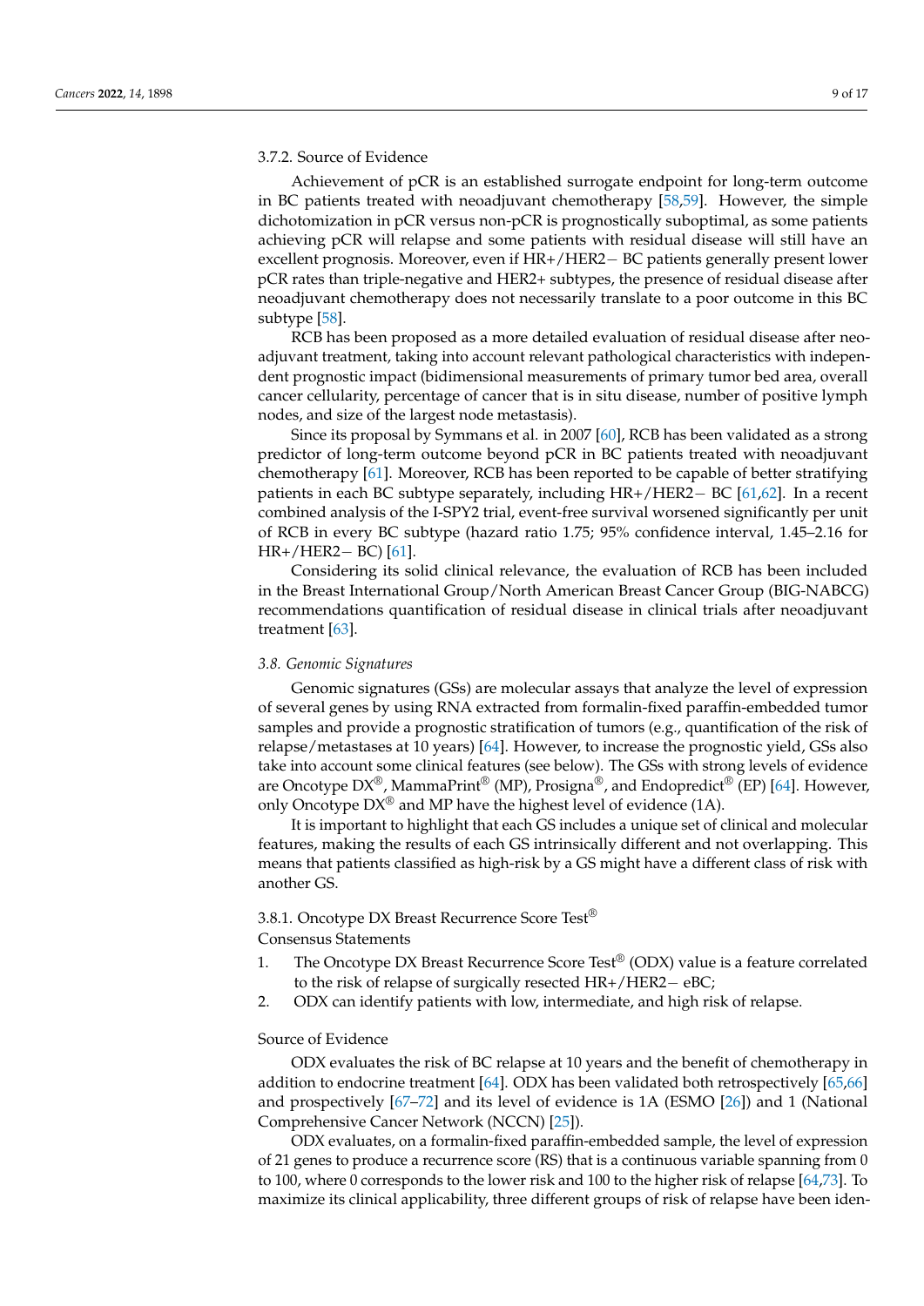#### 3.7.2. Source of Evidence

Achievement of pCR is an established surrogate endpoint for long-term outcome in BC patients treated with neoadjuvant chemotherapy [58,59]. However, the simple dichotomization in pCR versus non-pCR is prognostically suboptimal, as some patients achieving pCR will relapse and some patients with residual disease will still have an excellent prognosis. Moreover, even if HR+/HER2− BC patients generally present lower pCR rates than triple-negative and HER2+ subtypes, the presence of residual disease after neoadjuvant chemotherapy does not necessarily translate to a poor outcome in this BC subtype [58].

RCB has been proposed as a more detailed evaluation of residual disease after neoadjuvant treatment, taking into account relevant pathological characteristics with independent prognostic impact (bidimensional measurements of primary tumor bed area, overall cancer cellularity, percentage of cancer that is in situ disease, number of positive lymph nodes, and size of the largest node metastasis).

Since its proposal by Symmans et al. in 2007 [60], RCB has been validated as a strong predictor of long-term outcome beyond pCR in BC patients treated with neoadjuvant chemotherapy [61]. Moreover, RCB has been reported to be capable of better stratifying patients in each BC subtype separately, including HR+/HER2− BC [61,62]. In a recent combined analysis of the I-SPY2 trial, event-free survival worsened significantly per unit of RCB in every BC subtype (hazard ratio 1.75; 95% confidence interval, 1.45–2.16 for HR+/HER2− BC) [61].

Considering its solid clinical relevance, the evaluation of RCB has been included in the Breast International Group/North American Breast Cancer Group (BIG-NABCG) recommendations quantification of residual disease in clinical trials after neoadjuvant treatment [63].

### *3.8. Genomic Signatures*

Genomic signatures (GSs) are molecular assays that analyze the level of expression of several genes by using RNA extracted from formalin-fixed paraffin-embedded tumor samples and provide a prognostic stratification of tumors (e.g., quantification of the risk of relapse/metastases at 10 years) [64]. However, to increase the prognostic yield, GSs also take into account some clinical features (see below). The GSs with strong levels of evidence are Oncotype DX®, MammaPrint® (MP), Prosigna®, and Endopredict® (EP) [64]. However, only Oncotype DX® and MP have the highest level of evidence (1A).

It is important to highlight that each GS includes a unique set of clinical and molecular features, making the results of each GS intrinsically different and not overlapping. This means that patients classified as high-risk by a GS might have a different class of risk with another GS.

#### 3.8.1. Oncotype DX Breast Recurrence Score Test®

Consensus Statements

1. The Oncotype DX Breast Recurrence Score Test® (ODX) value is a feature correlated to the risk of relapse of surgically resected HR+/HER2− eBC;
2. ODX can identify patients with low, intermediate, and high risk of relapse.

Source of Evidence

ODX evaluates the risk of BC relapse at 10 years and the benefit of chemotherapy in addition to endocrine treatment [64]. ODX has been validated both retrospectively [65,66] and prospectively [67–72] and its level of evidence is 1A (ESMO [26]) and 1 (National Comprehensive Cancer Network (NCCN) [25]).

ODX evaluates, on a formalin-fixed paraffin-embedded sample, the level of expression of 21 genes to produce a recurrence score (RS) that is a continuous variable spanning from 0 to 100, where 0 corresponds to the lower risk and 100 to the higher risk of relapse [64,73]. To maximize its clinical applicability, three different groups of risk of relapse have been iden-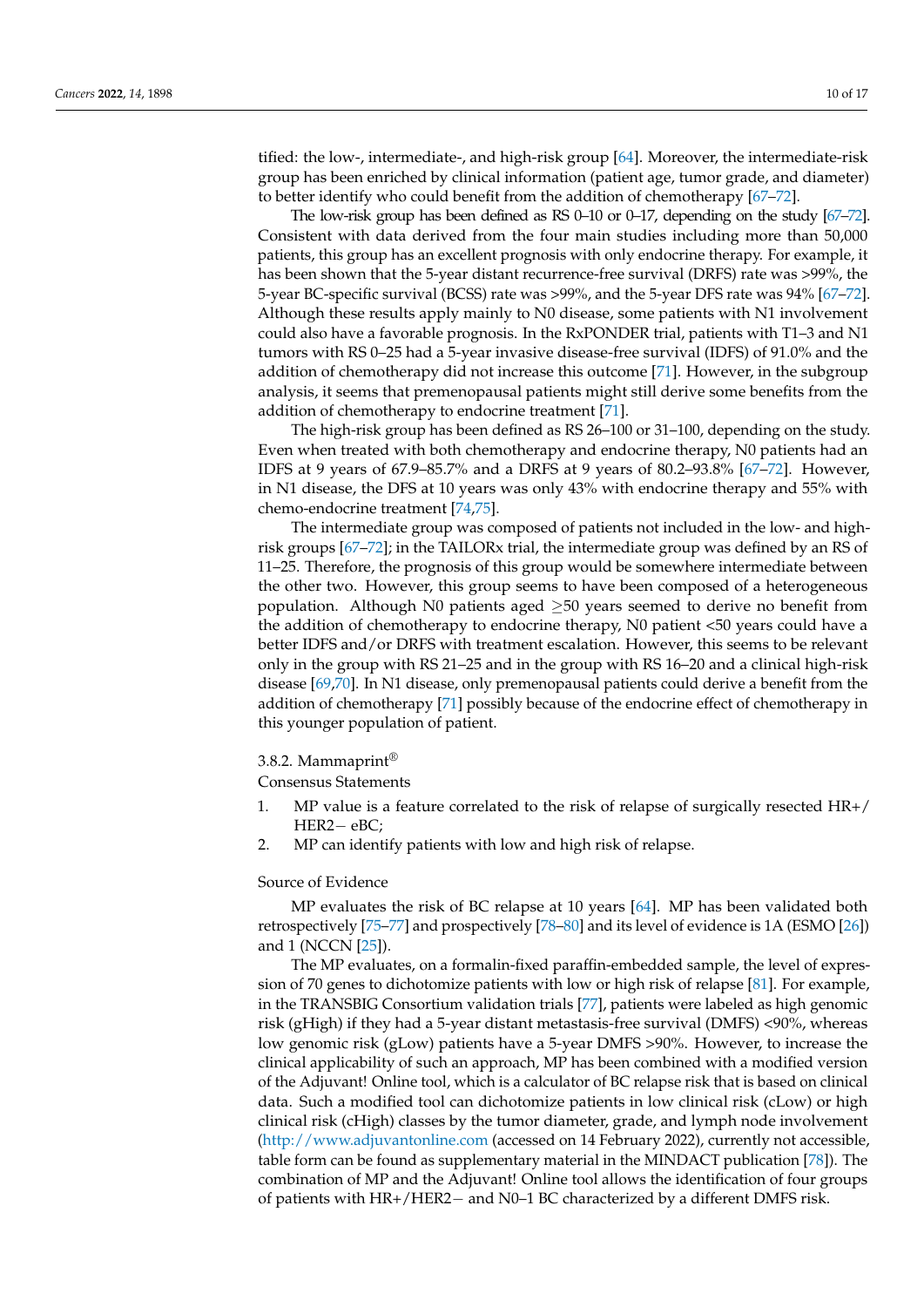tified: the low-, intermediate-, and high-risk group [64]. Moreover, the intermediate-risk group has been enriched by clinical information (patient age, tumor grade, and diameter) to better identify who could benefit from the addition of chemotherapy [67–72].

The low-risk group has been defined as RS 0–10 or 0–17, depending on the study [67–72]. Consistent with data derived from the four main studies including more than 50,000 patients, this group has an excellent prognosis with only endocrine therapy. For example, it has been shown that the 5-year distant recurrence-free survival (DRFS) rate was >99%, the 5-year BC-specific survival (BCSS) rate was >99%, and the 5-year DFS rate was 94% [67–72]. Although these results apply mainly to N0 disease, some patients with N1 involvement could also have a favorable prognosis. In the RxPONDER trial, patients with T1–3 and N1 tumors with RS 0–25 had a 5-year invasive disease-free survival (IDFS) of 91.0% and the addition of chemotherapy did not increase this outcome [71]. However, in the subgroup analysis, it seems that premenopausal patients might still derive some benefits from the addition of chemotherapy to endocrine treatment [71].

The high-risk group has been defined as RS 26–100 or 31–100, depending on the study. Even when treated with both chemotherapy and endocrine therapy, N0 patients had an IDFS at 9 years of 67.9–85.7% and a DRFS at 9 years of 80.2–93.8% [67–72]. However, in N1 disease, the DFS at 10 years was only 43% with endocrine therapy and 55% with chemo-endocrine treatment [74,75].

The intermediate group was composed of patients not included in the low- and high-risk groups [67–72]; in the TAILORx trial, the intermediate group was defined by an RS of 11–25. Therefore, the prognosis of this group would be somewhere intermediate between the other two. However, this group seems to have been composed of a heterogeneous population. Although N0 patients aged ≥50 years seemed to derive no benefit from the addition of chemotherapy to endocrine therapy, N0 patient <50 years could have a better IDFS and/or DRFS with treatment escalation. However, this seems to be relevant only in the group with RS 21–25 and in the group with RS 16–20 and a clinical high-risk disease [69,70]. In N1 disease, only premenopausal patients could derive a benefit from the addition of chemotherapy [71] possibly because of the endocrine effect of chemotherapy in this younger population of patient.

#### 3.8.2. Mammaprint®

Consensus Statements

1. MP value is a feature correlated to the risk of relapse of surgically resected HR+/HER2− eBC;
2. MP can identify patients with low and high risk of relapse.

Source of Evidence

MP evaluates the risk of BC relapse at 10 years [64]. MP has been validated both retrospectively [75–77] and prospectively [78–80] and its level of evidence is 1A (ESMO [26]) and 1 (NCCN [25]).

The MP evaluates, on a formalin-fixed paraffin-embedded sample, the level of expression of 70 genes to dichotomize patients with low or high risk of relapse [81]. For example, in the TRANSBIG Consortium validation trials [77], patients were labeled as high genomic risk (gHigh) if they had a 5-year distant metastasis-free survival (DMFS) <90%, whereas low genomic risk (gLow) patients have a 5-year DMFS >90%. However, to increase the clinical applicability of such an approach, MP has been combined with a modified version of the Adjuvant! Online tool, which is a calculator of BC relapse risk that is based on clinical data. Such a modified tool can dichotomize patients in low clinical risk (cLow) or high clinical risk (cHigh) classes by the tumor diameter, grade, and lymph node involvement (http://www.adjuvantonline.com (accessed on 14 February 2022), currently not accessible, table form can be found as supplementary material in the MINDACT publication [78]). The combination of MP and the Adjuvant! Online tool allows the identification of four groups of patients with HR+/HER2− and N0–1 BC characterized by a different DMFS risk.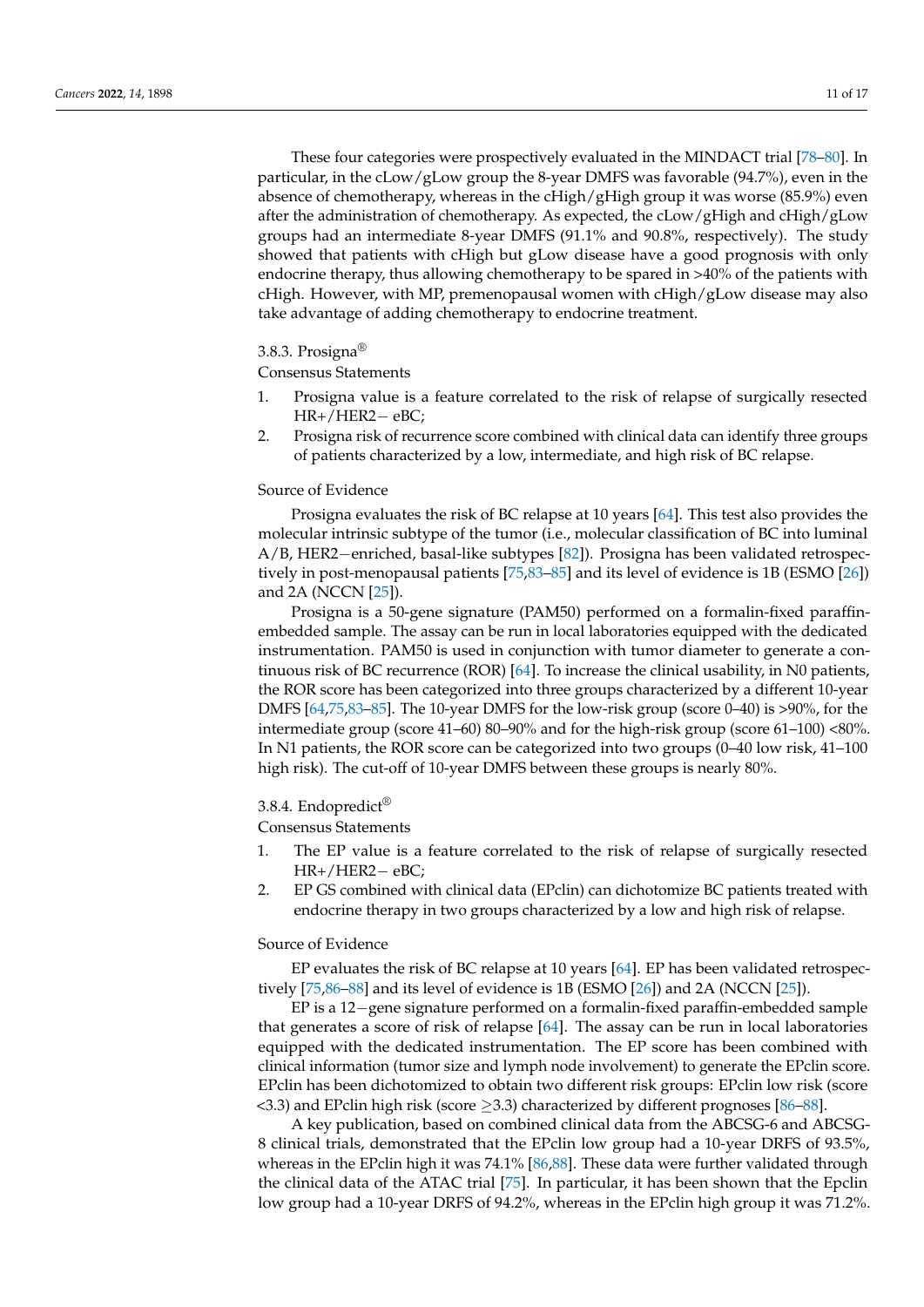These four categories were prospectively evaluated in the MINDACT trial [78–80]. In particular, in the cLow/gLow group the 8-year DMFS was favorable (94.7%), even in the absence of chemotherapy, whereas in the cHigh/gHigh group it was worse (85.9%) even after the administration of chemotherapy. As expected, the cLow/gHigh and cHigh/gLow groups had an intermediate 8-year DMFS (91.1% and 90.8%, respectively). The study showed that patients with cHigh but gLow disease have a good prognosis with only endocrine therapy, thus allowing chemotherapy to be spared in >40% of the patients with cHigh. However, with MP, premenopausal women with cHigh/gLow disease may also take advantage of adding chemotherapy to endocrine treatment.

#### 3.8.3. Prosigna®

Consensus Statements

1. Prosigna value is a feature correlated to the risk of relapse of surgically resected HR+/HER2− eBC;
2. Prosigna risk of recurrence score combined with clinical data can identify three groups of patients characterized by a low, intermediate, and high risk of BC relapse.

Source of Evidence

Prosigna evaluates the risk of BC relapse at 10 years [64]. This test also provides the molecular intrinsic subtype of the tumor (i.e., molecular classification of BC into luminal A/B, HER2−enriched, basal-like subtypes [82]). Prosigna has been validated retrospectively in post-menopausal patients [75,83–85] and its level of evidence is 1B (ESMO [26]) and 2A (NCCN [25]).

Prosigna is a 50-gene signature (PAM50) performed on a formalin-fixed paraffin-embedded sample. The assay can be run in local laboratories equipped with the dedicated instrumentation. PAM50 is used in conjunction with tumor diameter to generate a continuous risk of BC recurrence (ROR) [64]. To increase the clinical usability, in N0 patients, the ROR score has been categorized into three groups characterized by a different 10-year DMFS [64,75,83–85]. The 10-year DMFS for the low-risk group (score 0–40) is >90%, for the intermediate group (score 41–60) 80–90% and for the high-risk group (score 61–100) <80%. In N1 patients, the ROR score can be categorized into two groups (0–40 low risk, 41–100 high risk). The cut-off of 10-year DMFS between these groups is nearly 80%.

#### 3.8.4. Endopredict®

Consensus Statements

1. The EP value is a feature correlated to the risk of relapse of surgically resected HR+/HER2− eBC;
2. EP GS combined with clinical data (EPclin) can dichotomize BC patients treated with endocrine therapy in two groups characterized by a low and high risk of relapse.

Source of Evidence

EP evaluates the risk of BC relapse at 10 years [64]. EP has been validated retrospectively [75,86–88] and its level of evidence is 1B (ESMO [26]) and 2A (NCCN [25]).

EP is a 12−gene signature performed on a formalin-fixed paraffin-embedded sample that generates a score of risk of relapse [64]. The assay can be run in local laboratories equipped with the dedicated instrumentation. The EP score has been combined with clinical information (tumor size and lymph node involvement) to generate the EPclin score. EPclin has been dichotomized to obtain two different risk groups: EPclin low risk (score <3.3) and EPclin high risk (score ≥3.3) characterized by different prognoses [86–88].

A key publication, based on combined clinical data from the ABCSG-6 and ABCSG-8 clinical trials, demonstrated that the EPclin low group had a 10-year DRFS of 93.5%, whereas in the EPclin high it was 74.1% [86,88]. These data were further validated through the clinical data of the ATAC trial [75]. In particular, it has been shown that the Epclin low group had a 10-year DRFS of 94.2%, whereas in the EPclin high group it was 71.2%.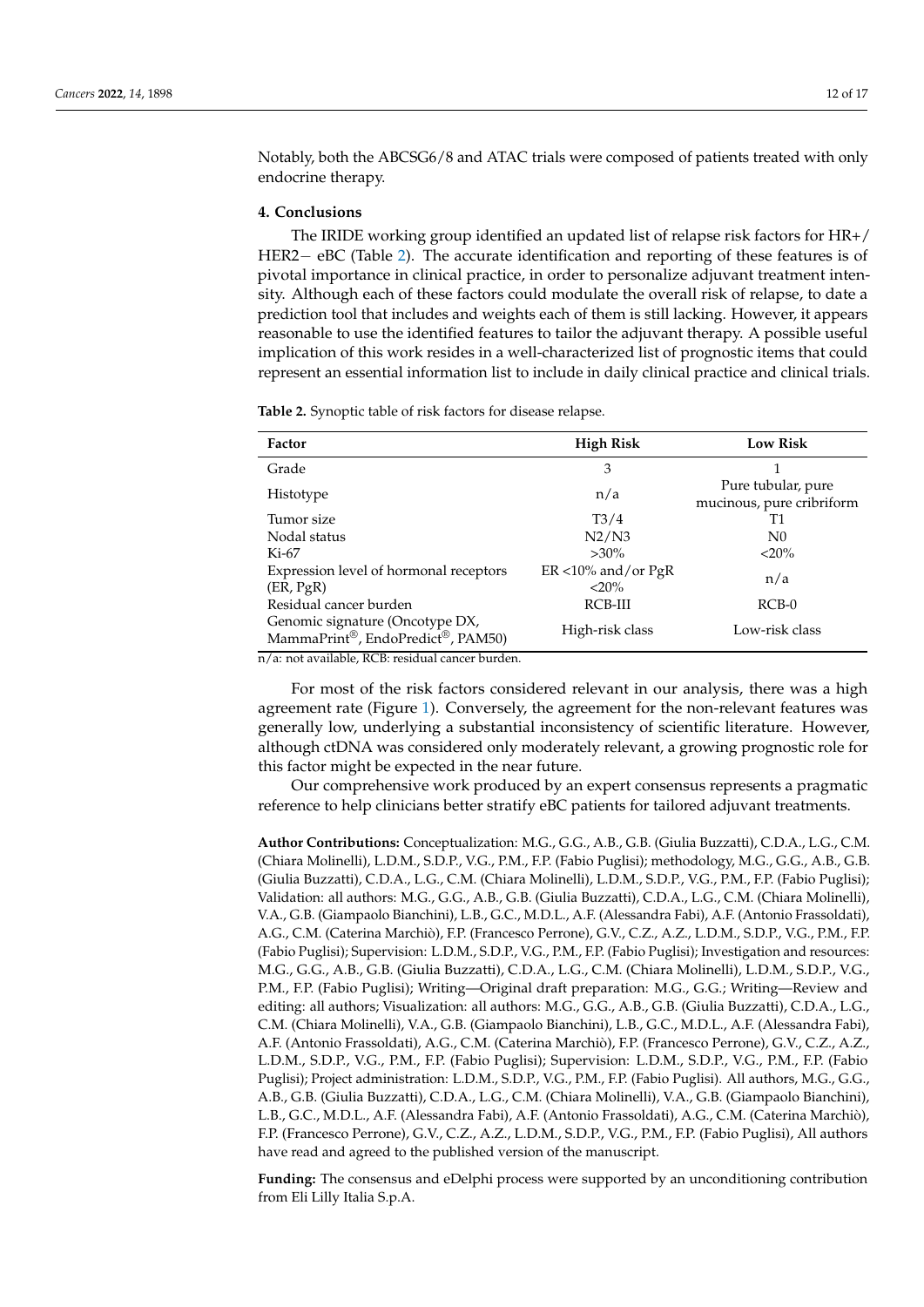Notably, both the ABCSG6/8 and ATAC trials were composed of patients treated with only endocrine therapy.

## 4. Conclusions

The IRIDE working group identified an updated list of relapse risk factors for HR+/HER2− eBC (Table 2). The accurate identification and reporting of these features is of pivotal importance in clinical practice, in order to personalize adjuvant treatment intensity. Although each of these factors could modulate the overall risk of relapse, to date a prediction tool that includes and weights each of them is still lacking. However, it appears reasonable to use the identified features to tailor the adjuvant therapy. A possible useful implication of this work resides in a well-characterized list of prognostic items that could represent an essential information list to include in daily clinical practice and clinical trials.

**Table 2.** Synoptic table of risk factors for disease relapse.

| Factor | High Risk | Low Risk |
|---|---|---|
| Grade | 3 | 1 |
| Histotype | n/a | Pure tubular, pure mucinous, pure cribriform |
| Tumor size | T3/4 | T1 |
| Nodal status | N2/N3 | N0 |
| Ki-67 | >30% | <20% |
| Expression level of hormonal receptors (ER, PgR) | ER <10% and/or PgR <20% | n/a |
| Residual cancer burden | RCB-III | RCB-0 |
| Genomic signature (Oncotype DX, MammaPrint®, EndoPredict®, PAM50) | High-risk class | Low-risk class |

n/a: not available, RCB: residual cancer burden.

For most of the risk factors considered relevant in our analysis, there was a high agreement rate (Figure 1). Conversely, the agreement for the non-relevant features was generally low, underlying a substantial inconsistency of scientific literature. However, although ctDNA was considered only moderately relevant, a growing prognostic role for this factor might be expected in the near future.

Our comprehensive work produced by an expert consensus represents a pragmatic reference to help clinicians better stratify eBC patients for tailored adjuvant treatments.

**Author Contributions:** Conceptualization: M.G., G.G., A.B., G.B. (Giulia Buzzatti), C.D.A., L.G., C.M. (Chiara Molinelli), L.D.M., S.D.P., V.G., P.M., F.P. (Fabio Puglisi); methodology, M.G., G.G., A.B., G.B. (Giulia Buzzatti), C.D.A., L.G., C.M. (Chiara Molinelli), L.D.M., S.D.P., V.G., P.M., F.P. (Fabio Puglisi); Validation: all authors: M.G., G.G., A.B., G.B. (Giulia Buzzatti), C.D.A., L.G., C.M. (Chiara Molinelli), V.A., G.B. (Giampaolo Bianchini), L.B., G.C., M.D.L., A.F. (Alessandra Fabi), A.F. (Antonio Frassoldati), A.G., C.M. (Caterina Marchiò), F.P. (Francesco Perrone), G.V., C.Z., A.Z., L.D.M., S.D.P., V.G., P.M., F.P. (Fabio Puglisi); Supervision: L.D.M., S.D.P., V.G., P.M., F.P. (Fabio Puglisi); Investigation and resources: M.G., G.G., A.B., G.B. (Giulia Buzzatti), C.D.A., L.G., C.M. (Chiara Molinelli), L.D.M., S.D.P., V.G., P.M., F.P. (Fabio Puglisi); Writing—Original draft preparation: M.G., G.G.; Writing—Review and editing: all authors; Visualization: all authors: M.G., G.G., A.B., G.B. (Giulia Buzzatti), C.D.A., L.G., C.M. (Chiara Molinelli), V.A., G.B. (Giampaolo Bianchini), L.B., G.C., M.D.L., A.F. (Alessandra Fabi), A.F. (Antonio Frassoldati), A.G., C.M. (Caterina Marchiò), F.P. (Francesco Perrone), G.V., C.Z., A.Z., L.D.M., S.D.P., V.G., P.M., F.P. (Fabio Puglisi); Supervision: L.D.M., S.D.P., V.G., P.M., F.P. (Fabio Puglisi); Project administration: L.D.M., S.D.P., V.G., P.M., F.P. (Fabio Puglisi). All authors, M.G., G.G., A.B., G.B. (Giulia Buzzatti), C.D.A., L.G., C.M. (Chiara Molinelli), V.A., G.B. (Giampaolo Bianchini), L.B., G.C., M.D.L., A.F. (Alessandra Fabi), A.F. (Antonio Frassoldati), A.G., C.M. (Caterina Marchiò), F.P. (Francesco Perrone), G.V., C.Z., A.Z., L.D.M., S.D.P., V.G., P.M., F.P. (Fabio Puglisi), All authors have read and agreed to the published version of the manuscript.

**Funding:** The consensus and eDelphi process were supported by an unconditioning contribution from Eli Lilly Italia S.p.A.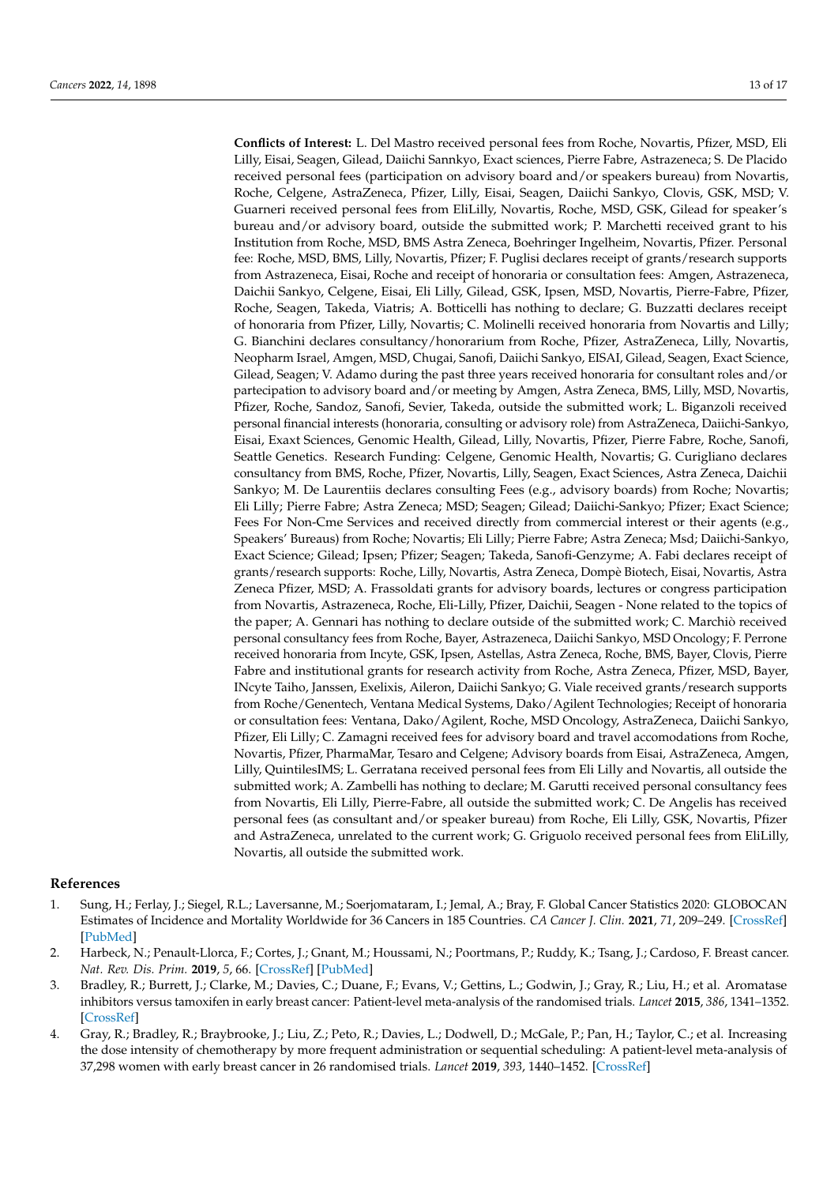**Conflicts of Interest:** L. Del Mastro received personal fees from Roche, Novartis, Pfizer, MSD, Eli Lilly, Eisai, Seagen, Gilead, Daiichi Sannkyo, Exact sciences, Pierre Fabre, Astrazeneca; S. De Placido received personal fees (participation on advisory board and/or speakers bureau) from Novartis, Roche, Celgene, AstraZeneca, Pfizer, Lilly, Eisai, Seagen, Daiichi Sankyo, Clovis, GSK, MSD; V. Guarneri received personal fees from EliLilly, Novartis, Roche, MSD, GSK, Gilead for speaker's bureau and/or advisory board, outside the submitted work; P. Marchetti received grant to his Institution from Roche, MSD, BMS Astra Zeneca, Boehringer Ingelheim, Novartis, Pfizer. Personal fee: Roche, MSD, BMS, Lilly, Novartis, Pfizer; F. Puglisi declares receipt of grants/research supports from Astrazeneca, Eisai, Roche and receipt of honoraria or consultation fees: Amgen, Astrazeneca, Daichii Sankyo, Celgene, Eisai, Eli Lilly, Gilead, GSK, Ipsen, MSD, Novartis, Pierre-Fabre, Pfizer, Roche, Seagen, Takeda, Viatris; A. Botticelli has nothing to declare; G. Buzzatti declares receipt of honoraria from Pfizer, Lilly, Novartis; C. Molinelli received honoraria from Novartis and Lilly; G. Bianchini declares consultancy/honorarium from Roche, Pfizer, AstraZeneca, Lilly, Novartis, Neopharm Israel, Amgen, MSD, Chugai, Sanofi, Daiichi Sankyo, EISAI, Gilead, Seagen, Exact Science, Gilead, Seagen; V. Adamo during the past three years received honoraria for consultant roles and/or partecipation to advisory board and/or meeting by Amgen, Astra Zeneca, BMS, Lilly, MSD, Novartis, Pfizer, Roche, Sandoz, Sanofi, Sevier, Takeda, outside the submitted work; L. Biganzoli received personal financial interests (honoraria, consulting or advisory role) from AstraZeneca, Daiichi-Sankyo, Eisai, Exaxt Sciences, Genomic Health, Gilead, Lilly, Novartis, Pfizer, Pierre Fabre, Roche, Sanofi, Seattle Genetics. Research Funding: Celgene, Genomic Health, Novartis; G. Curigliano declares consultancy from BMS, Roche, Pfizer, Novartis, Lilly, Seagen, Exact Sciences, Astra Zeneca, Daichii Sankyo; M. De Laurentiis declares consulting Fees (e.g., advisory boards) from Roche; Novartis; Eli Lilly; Pierre Fabre; Astra Zeneca; MSD; Seagen; Gilead; Daiichi-Sankyo; Pfizer; Exact Science; Fees For Non-Cme Services and received directly from commercial interest or their agents (e.g., Speakers' Bureaus) from Roche; Novartis; Eli Lilly; Pierre Fabre; Astra Zeneca; Msd; Daiichi-Sankyo, Exact Science; Gilead; Ipsen; Pfizer; Seagen; Takeda, Sanofi-Genzyme; A. Fabi declares receipt of grants/research supports: Roche, Lilly, Novartis, Astra Zeneca, Dompè Biotech, Eisai, Novartis, Astra Zeneca Pfizer, MSD; A. Frassoldati grants for advisory boards, lectures or congress participation from Novartis, Astrazeneca, Roche, Eli-Lilly, Pfizer, Daichii, Seagen - None related to the topics of the paper; A. Gennari has nothing to declare outside of the submitted work; C. Marchiò received personal consultancy fees from Roche, Bayer, Astrazeneca, Daiichi Sankyo, MSD Oncology; F. Perrone received honoraria from Incyte, GSK, Ipsen, Astellas, Astra Zeneca, Roche, BMS, Bayer, Clovis, Pierre Fabre and institutional grants for research activity from Roche, Astra Zeneca, Pfizer, MSD, Bayer, INcyte Taiho, Janssen, Exelixis, Aileron, Daiichi Sankyo; G. Viale received grants/research supports from Roche/Genentech, Ventana Medical Systems, Dako/Agilent Technologies; Receipt of honoraria or consultation fees: Ventana, Dako/Agilent, Roche, MSD Oncology, AstraZeneca, Daiichi Sankyo, Pfizer, Eli Lilly; C. Zamagni received fees for advisory board and travel accomodations from Roche, Novartis, Pfizer, PharmaMar, Tesaro and Celgene; Advisory boards from Eisai, AstraZeneca, Amgen, Lilly, QuintilesIMS; L. Gerratana received personal fees from Eli Lilly and Novartis, all outside the submitted work; A. Zambelli has nothing to declare; M. Garutti received personal consultancy fees from Novartis, Eli Lilly, Pierre-Fabre, all outside the submitted work; C. De Angelis has received personal fees (as consultant and/or speaker bureau) from Roche, Eli Lilly, GSK, Novartis, Pfizer and AstraZeneca, unrelated to the current work; G. Griguolo received personal fees from EliLilly, Novartis, all outside the submitted work.

## References

1. Sung, H.; Ferlay, J.; Siegel, R.L.; Laversanne, M.; Soerjomataram, I.; Jemal, A.; Bray, F. Global Cancer Statistics 2020: GLOBOCAN Estimates of Incidence and Mortality Worldwide for 36 Cancers in 185 Countries. *CA Cancer J. Clin.* **2021**, *71*, 209–249. [CrossRef] [PubMed]
2. Harbeck, N.; Penault-Llorca, F.; Cortes, J.; Gnant, M.; Houssami, N.; Poortmans, P.; Ruddy, K.; Tsang, J.; Cardoso, F. Breast cancer. *Nat. Rev. Dis. Prim.* **2019**, *5*, 66. [CrossRef] [PubMed]
3. Bradley, R.; Burrett, J.; Clarke, M.; Davies, C.; Duane, F.; Evans, V.; Gettins, L.; Godwin, J.; Gray, R.; Liu, H.; et al. Aromatase inhibitors versus tamoxifen in early breast cancer: Patient-level meta-analysis of the randomised trials. *Lancet* **2015**, *386*, 1341–1352. [CrossRef]
4. Gray, R.; Bradley, R.; Braybrooke, J.; Liu, Z.; Peto, R.; Davies, L.; Dodwell, D.; McGale, P.; Pan, H.; Taylor, C.; et al. Increasing the dose intensity of chemotherapy by more frequent administration or sequential scheduling: A patient-level meta-analysis of 37,298 women with early breast cancer in 26 randomised trials. *Lancet* **2019**, *393*, 1440–1452. [CrossRef]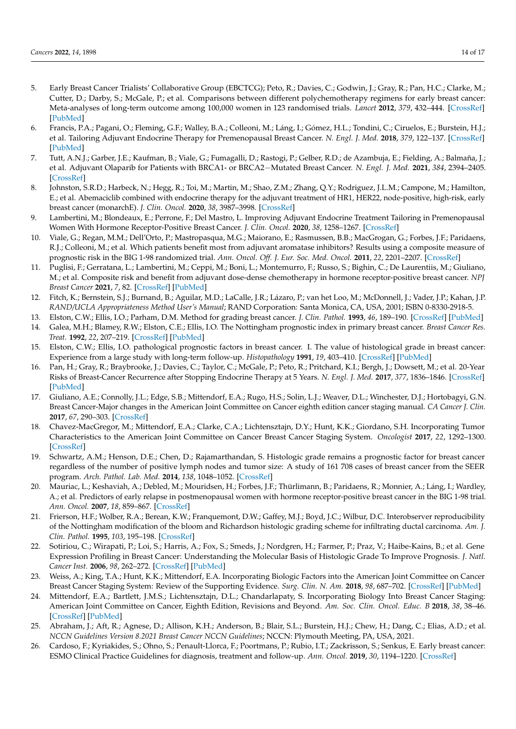5. Early Breast Cancer Trialists' Collaborative Group (EBCTCG); Peto, R.; Davies, C.; Godwin, J.; Gray, R.; Pan, H.C.; Clarke, M.; Cutter, D.; Darby, S.; McGale, P.; et al. Comparisons between different polychemotherapy regimens for early breast cancer: Meta-analyses of long-term outcome among 100,000 women in 123 randomised trials. *Lancet* **2012**, *379*, 432–444. [CrossRef] [PubMed]
6. Francis, P.A.; Pagani, O.; Fleming, G.F.; Walley, B.A.; Colleoni, M.; Láng, I.; Gómez, H.L.; Tondini, C.; Ciruelos, E.; Burstein, H.J.; et al. Tailoring Adjuvant Endocrine Therapy for Premenopausal Breast Cancer. *N. Engl. J. Med.* **2018**, *379*, 122–137. [CrossRef] [PubMed]
7. Tutt, A.N.J.; Garber, J.E.; Kaufman, B.; Viale, G.; Fumagalli, D.; Rastogi, P.; Gelber, R.D.; de Azambuja, E.; Fielding, A.; Balmaña, J.; et al. Adjuvant Olaparib for Patients with BRCA1- or BRCA2−Mutated Breast Cancer. *N. Engl. J. Med.* **2021**, *384*, 2394–2405. [CrossRef]
8. Johnston, S.R.D.; Harbeck, N.; Hegg, R.; Toi, M.; Martin, M.; Shao, Z.M.; Zhang, Q.Y.; Rodriguez, J.L.M.; Campone, M.; Hamilton, E.; et al. Abemaciclib combined with endocrine therapy for the adjuvant treatment of HR1, HER22, node-positive, high-risk, early breast cancer (monarchE). *J. Clin. Oncol.* **2020**, *38*, 3987–3998. [CrossRef]
9. Lambertini, M.; Blondeaux, E.; Perrone, F.; Del Mastro, L. Improving Adjuvant Endocrine Treatment Tailoring in Premenopausal Women With Hormone Receptor-Positive Breast Cancer. *J. Clin. Oncol.* **2020**, *38*, 1258–1267. [CrossRef]
10. Viale, G.; Regan, M.M.; Dell'Orto, P.; Mastropasqua, M.G.; Maiorano, E.; Rasmussen, B.B.; MacGrogan, G.; Forbes, J.F.; Paridaens, R.J.; Colleoni, M.; et al. Which patients benefit most from adjuvant aromatase inhibitors? Results using a composite measure of prognostic risk in the BIG 1-98 randomized trial. *Ann. Oncol. Off. J. Eur. Soc. Med. Oncol.* **2011**, *22*, 2201–2207. [CrossRef]
11. Puglisi, F.; Gerratana, L.; Lambertini, M.; Ceppi, M.; Boni, L.; Montemurro, F.; Russo, S.; Bighin, C.; De Laurentiis, M.; Giuliano, M.; et al. Composite risk and benefit from adjuvant dose-dense chemotherapy in hormone receptor-positive breast cancer. *NPJ Breast Cancer* **2021**, *7*, 82. [CrossRef] [PubMed]
12. Fitch, K.; Bernstein, S.J.; Burnand, B.; Aguilar, M.D.; LaCalle, J.R.; Lázaro, P.; van het Loo, M.; McDonnell, J.; Vader, J.P.; Kahan, J.P. *RAND/UCLA Appropriateness Method User's Manual*; RAND Corporation: Santa Monica, CA, USA, 2001; ISBN 0-8330-2918-5.
13. Elston, C.W.; Ellis, I.O.; Parham, D.M. Method for grading breast cancer. *J. Clin. Pathol.* **1993**, *46*, 189–190. [CrossRef] [PubMed]
14. Galea, M.H.; Blamey, R.W.; Elston, C.E.; Ellis, I.O. The Nottingham prognostic index in primary breast cancer. *Breast Cancer Res. Treat.* **1992**, *22*, 207–219. [CrossRef] [PubMed]
15. Elston, C.W.; Ellis, I.O. pathological prognostic factors in breast cancer. I. The value of histological grade in breast cancer: Experience from a large study with long-term follow-up. *Histopathology* **1991**, *19*, 403–410. [CrossRef] [PubMed]
16. Pan, H.; Gray, R.; Braybrooke, J.; Davies, C.; Taylor, C.; McGale, P.; Peto, R.; Pritchard, K.I.; Bergh, J.; Dowsett, M.; et al. 20-Year Risks of Breast-Cancer Recurrence after Stopping Endocrine Therapy at 5 Years. *N. Engl. J. Med.* **2017**, *377*, 1836–1846. [CrossRef] [PubMed]
17. Giuliano, A.E.; Connolly, J.L.; Edge, S.B.; Mittendorf, E.A.; Rugo, H.S.; Solin, L.J.; Weaver, D.L.; Winchester, D.J.; Hortobagyi, G.N. Breast Cancer-Major changes in the American Joint Committee on Cancer eighth edition cancer staging manual. *CA Cancer J. Clin.* **2017**, *67*, 290–303. [CrossRef]
18. Chavez-MacGregor, M.; Mittendorf, E.A.; Clarke, C.A.; Lichtensztajn, D.Y.; Hunt, K.K.; Giordano, S.H. Incorporating Tumor Characteristics to the American Joint Committee on Cancer Breast Cancer Staging System. *Oncologist* **2017**, *22*, 1292–1300. [CrossRef]
19. Schwartz, A.M.; Henson, D.E.; Chen, D.; Rajamarthandan, S. Histologic grade remains a prognostic factor for breast cancer regardless of the number of positive lymph nodes and tumor size: A study of 161 708 cases of breast cancer from the SEER program. *Arch. Pathol. Lab. Med.* **2014**, *138*, 1048–1052. [CrossRef]
20. Mauriac, L.; Keshaviah, A.; Debled, M.; Mouridsen, H.; Forbes, J.F.; Thürlimann, B.; Paridaens, R.; Monnier, A.; Láng, I.; Wardley, A.; et al. Predictors of early relapse in postmenopausal women with hormone receptor-positive breast cancer in the BIG 1-98 trial. *Ann. Oncol.* **2007**, *18*, 859–867. [CrossRef]
21. Frierson, H.F.; Wolber, R.A.; Berean, K.W.; Franquemont, D.W.; Gaffey, M.J.; Boyd, J.C.; Wilbur, D.C. Interobserver reproducibility of the Nottingham modification of the bloom and Richardson histologic grading scheme for infiltrating ductal carcinoma. *Am. J. Clin. Pathol.* **1995**, *103*, 195–198. [CrossRef]
22. Sotiriou, C.; Wirapati, P.; Loi, S.; Harris, A.; Fox, S.; Smeds, J.; Nordgren, H.; Farmer, P.; Praz, V.; Haibe-Kains, B.; et al. Gene Expression Profiling in Breast Cancer: Understanding the Molecular Basis of Histologic Grade To Improve Prognosis. *J. Natl. Cancer Inst.* **2006**, *98*, 262–272. [CrossRef] [PubMed]
23. Weiss, A.; King, T.A.; Hunt, K.K.; Mittendorf, E.A. Incorporating Biologic Factors into the American Joint Committee on Cancer Breast Cancer Staging System: Review of the Supporting Evidence. *Surg. Clin. N. Am.* **2018**, *98*, 687–702. [CrossRef] [PubMed]
24. Mittendorf, E.A.; Bartlett, J.M.S.; Lichtensztajn, D.L.; Chandarlapaty, S. Incorporating Biology Into Breast Cancer Staging: American Joint Committee on Cancer, Eighth Edition, Revisions and Beyond. *Am. Soc. Clin. Oncol. Educ. B* **2018**, *38*, 38–46. [CrossRef] [PubMed]
25. Abraham, J.; Aft, R.; Agnese, D.; Allison, K.H.; Anderson, B.; Blair, S.L.; Burstein, H.J.; Chew, H.; Dang, C.; Elias, A.D.; et al. *NCCN Guidelines Version 8.2021 Breast Cancer NCCN Guidelines*; NCCN: Plymouth Meeting, PA, USA, 2021.
26. Cardoso, F.; Kyriakides, S.; Ohno, S.; Penault-Llorca, F.; Poortmans, P.; Rubio, I.T.; Zackrisson, S.; Senkus, E. Early breast cancer: ESMO Clinical Practice Guidelines for diagnosis, treatment and follow-up. *Ann. Oncol.* **2019**, *30*, 1194–1220. [CrossRef]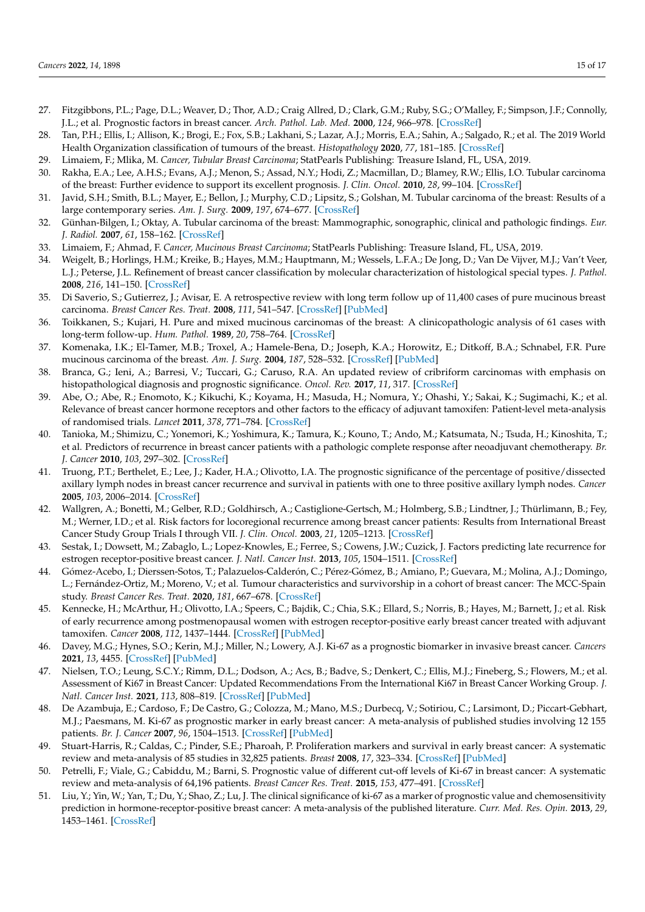27. Fitzgibbons, P.L.; Page, D.L.; Weaver, D.; Thor, A.D.; Craig Allred, D.; Clark, G.M.; Ruby, S.G.; O'Malley, F.; Simpson, J.F.; Connolly, J.L.; et al. Prognostic factors in breast cancer. *Arch. Pathol. Lab. Med.* **2000**, *124*, 966–978. [CrossRef]
28. Tan, P.H.; Ellis, I.; Allison, K.; Brogi, E.; Fox, S.B.; Lakhani, S.; Lazar, A.J.; Morris, E.A.; Sahin, A.; Salgado, R.; et al. The 2019 World Health Organization classification of tumours of the breast. *Histopathology* **2020**, *77*, 181–185. [CrossRef]
29. Limaiem, F.; Mlika, M. *Cancer, Tubular Breast Carcinoma*; StatPearls Publishing: Treasure Island, FL, USA, 2019.
30. Rakha, E.A.; Lee, A.H.S.; Evans, A.J.; Menon, S.; Assad, N.Y.; Hodi, Z.; Macmillan, D.; Blamey, R.W.; Ellis, I.O. Tubular carcinoma of the breast: Further evidence to support its excellent prognosis. *J. Clin. Oncol.* **2010**, *28*, 99–104. [CrossRef]
31. Javid, S.H.; Smith, B.L.; Mayer, E.; Bellon, J.; Murphy, C.D.; Lipsitz, S.; Golshan, M. Tubular carcinoma of the breast: Results of a large contemporary series. *Am. J. Surg.* **2009**, *197*, 674–677. [CrossRef]
32. Günhan-Bilgen, I.; Oktay, A. Tubular carcinoma of the breast: Mammographic, sonographic, clinical and pathologic findings. *Eur. J. Radiol.* **2007**, *61*, 158–162. [CrossRef]
33. Limaiem, F.; Ahmad, F. *Cancer, Mucinous Breast Carcinoma*; StatPearls Publishing: Treasure Island, FL, USA, 2019.
34. Weigelt, B.; Horlings, H.M.; Kreike, B.; Hayes, M.M.; Hauptmann, M.; Wessels, L.F.A.; De Jong, D.; Van De Vijver, M.J.; Van't Veer, L.J.; Peterse, J.L. Refinement of breast cancer classification by molecular characterization of histological special types. *J. Pathol.* **2008**, *216*, 141–150. [CrossRef]
35. Di Saverio, S.; Gutierrez, J.; Avisar, E. A retrospective review with long term follow up of 11,400 cases of pure mucinous breast carcinoma. *Breast Cancer Res. Treat.* **2008**, *111*, 541–547. [CrossRef] [PubMed]
36. Toikkanen, S.; Kujari, H. Pure and mixed mucinous carcinomas of the breast: A clinicopathologic analysis of 61 cases with long-term follow-up. *Hum. Pathol.* **1989**, *20*, 758–764. [CrossRef]
37. Komenaka, I.K.; El-Tamer, M.B.; Troxel, A.; Hamele-Bena, D.; Joseph, K.A.; Horowitz, E.; Ditkoff, B.A.; Schnabel, F.R. Pure mucinous carcinoma of the breast. *Am. J. Surg.* **2004**, *187*, 528–532. [CrossRef] [PubMed]
38. Branca, G.; Ieni, A.; Barresi, V.; Tuccari, G.; Caruso, R.A. An updated review of cribriform carcinomas with emphasis on histopathological diagnosis and prognostic significance. *Oncol. Rev.* **2017**, *11*, 317. [CrossRef]
39. Abe, O.; Abe, R.; Enomoto, K.; Kikuchi, K.; Koyama, H.; Masuda, H.; Nomura, Y.; Ohashi, Y.; Sakai, K.; Sugimachi, K.; et al. Relevance of breast cancer hormone receptors and other factors to the efficacy of adjuvant tamoxifen: Patient-level meta-analysis of randomised trials. *Lancet* **2011**, *378*, 771–784. [CrossRef]
40. Tanioka, M.; Shimizu, C.; Yonemori, K.; Yoshimura, K.; Tamura, K.; Kouno, T.; Ando, M.; Katsumata, N.; Tsuda, H.; Kinoshita, T.; et al. Predictors of recurrence in breast cancer patients with a pathologic complete response after neoadjuvant chemotherapy. *Br. J. Cancer* **2010**, *103*, 297–302. [CrossRef]
41. Truong, P.T.; Berthelet, E.; Lee, J.; Kader, H.A.; Olivotto, I.A. The prognostic significance of the percentage of positive/dissected axillary lymph nodes in breast cancer recurrence and survival in patients with one to three positive axillary lymph nodes. *Cancer* **2005**, *103*, 2006–2014. [CrossRef]
42. Wallgren, A.; Bonetti, M.; Gelber, R.D.; Goldhirsch, A.; Castiglione-Gertsch, M.; Holmberg, S.B.; Lindtner, J.; Thürlimann, B.; Fey, M.; Werner, I.D.; et al. Risk factors for locoregional recurrence among breast cancer patients: Results from International Breast Cancer Study Group Trials I through VII. *J. Clin. Oncol.* **2003**, *21*, 1205–1213. [CrossRef]
43. Sestak, I.; Dowsett, M.; Zabaglo, L.; Lopez-Knowles, E.; Ferree, S.; Cowens, J.W.; Cuzick, J. Factors predicting late recurrence for estrogen receptor-positive breast cancer. *J. Natl. Cancer Inst.* **2013**, *105*, 1504–1511. [CrossRef]
44. Gómez-Acebo, I.; Dierssen-Sotos, T.; Palazuelos-Calderón, C.; Pérez-Gómez, B.; Amiano, P.; Guevara, M.; Molina, A.J.; Domingo, L.; Fernández-Ortiz, M.; Moreno, V.; et al. Tumour characteristics and survivorship in a cohort of breast cancer: The MCC-Spain study. *Breast Cancer Res. Treat.* **2020**, *181*, 667–678. [CrossRef]
45. Kennecke, H.; McArthur, H.; Olivotto, I.A.; Speers, C.; Bajdik, C.; Chia, S.K.; Ellard, S.; Norris, B.; Hayes, M.; Barnett, J.; et al. Risk of early recurrence among postmenopausal women with estrogen receptor-positive early breast cancer treated with adjuvant tamoxifen. *Cancer* **2008**, *112*, 1437–1444. [CrossRef] [PubMed]
46. Davey, M.G.; Hynes, S.O.; Kerin, M.J.; Miller, N.; Lowery, A.J. Ki-67 as a prognostic biomarker in invasive breast cancer. *Cancers* **2021**, *13*, 4455. [CrossRef] [PubMed]
47. Nielsen, T.O.; Leung, S.C.Y.; Rimm, D.L.; Dodson, A.; Acs, B.; Badve, S.; Denkert, C.; Ellis, M.J.; Fineberg, S.; Flowers, M.; et al. Assessment of Ki67 in Breast Cancer: Updated Recommendations From the International Ki67 in Breast Cancer Working Group. *J. Natl. Cancer Inst.* **2021**, *113*, 808–819. [CrossRef] [PubMed]
48. De Azambuja, E.; Cardoso, F.; De Castro, G.; Colozza, M.; Mano, M.S.; Durbecq, V.; Sotiriou, C.; Larsimont, D.; Piccart-Gebhart, M.J.; Paesmans, M. Ki-67 as prognostic marker in early breast cancer: A meta-analysis of published studies involving 12 155 patients. *Br. J. Cancer* **2007**, *96*, 1504–1513. [CrossRef] [PubMed]
49. Stuart-Harris, R.; Caldas, C.; Pinder, S.E.; Pharoah, P. Proliferation markers and survival in early breast cancer: A systematic review and meta-analysis of 85 studies in 32,825 patients. *Breast* **2008**, *17*, 323–334. [CrossRef] [PubMed]
50. Petrelli, F.; Viale, G.; Cabiddu, M.; Barni, S. Prognostic value of different cut-off levels of Ki-67 in breast cancer: A systematic review and meta-analysis of 64,196 patients. *Breast Cancer Res. Treat.* **2015**, *153*, 477–491. [CrossRef]
51. Liu, Y.; Yin, W.; Yan, T.; Du, Y.; Shao, Z.; Lu, J. The clinical significance of ki-67 as a marker of prognostic value and chemosensitivity prediction in hormone-receptor-positive breast cancer: A meta-analysis of the published literature. *Curr. Med. Res. Opin.* **2013**, *29*, 1453–1461. [CrossRef]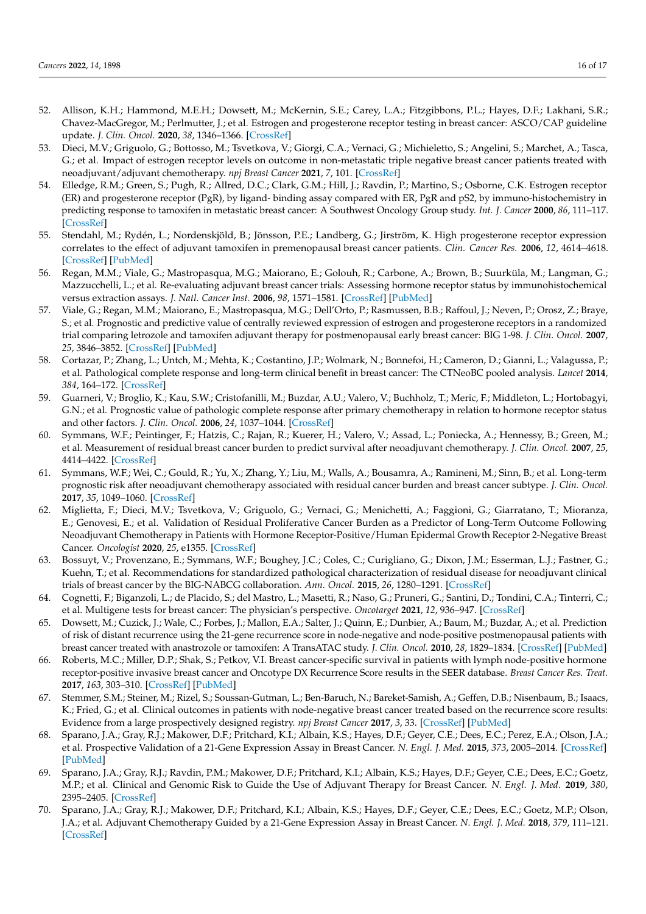52. Allison, K.H.; Hammond, M.E.H.; Dowsett, M.; McKernin, S.E.; Carey, L.A.; Fitzgibbons, P.L.; Hayes, D.F.; Lakhani, S.R.; Chavez-MacGregor, M.; Perlmutter, J.; et al. Estrogen and progesterone receptor testing in breast cancer: ASCO/CAP guideline update. *J. Clin. Oncol.* **2020**, *38*, 1346–1366. [CrossRef]
53. Dieci, M.V.; Griguolo, G.; Bottosso, M.; Tsvetkova, V.; Giorgi, C.A.; Vernaci, G.; Michieletto, S.; Angelini, S.; Marchet, A.; Tasca, G.; et al. Impact of estrogen receptor levels on outcome in non-metastatic triple negative breast cancer patients treated with neoadjuvant/adjuvant chemotherapy. *npj Breast Cancer* **2021**, *7*, 101. [CrossRef]
54. Elledge, R.M.; Green, S.; Pugh, R.; Allred, D.C.; Clark, G.M.; Hill, J.; Ravdin, P.; Martino, S.; Osborne, C.K. Estrogen receptor (ER) and progesterone receptor (PgR), by ligand- binding assay compared with ER, PgR and pS2, by immuno-histochemistry in predicting response to tamoxifen in metastatic breast cancer: A Southwest Oncology Group study. *Int. J. Cancer* **2000**, *86*, 111–117. [CrossRef]
55. Stendahl, M.; Rydén, L.; Nordenskjöld, B.; Jönsson, P.E.; Landberg, G.; Jirström, K. High progesterone receptor expression correlates to the effect of adjuvant tamoxifen in premenopausal breast cancer patients. *Clin. Cancer Res.* **2006**, *12*, 4614–4618. [CrossRef] [PubMed]
56. Regan, M.M.; Viale, G.; Mastropasqua, M.G.; Maiorano, E.; Golouh, R.; Carbone, A.; Brown, B.; Suurküla, M.; Langman, G.; Mazzucchelli, L.; et al. Re-evaluating adjuvant breast cancer trials: Assessing hormone receptor status by immunohistochemical versus extraction assays. *J. Natl. Cancer Inst.* **2006**, *98*, 1571–1581. [CrossRef] [PubMed]
57. Viale, G.; Regan, M.M.; Maiorano, E.; Mastropasqua, M.G.; Dell'Orto, P.; Rasmussen, B.B.; Raffoul, J.; Neven, P.; Orosz, Z.; Braye, S.; et al. Prognostic and predictive value of centrally reviewed expression of estrogen and progesterone receptors in a randomized trial comparing letrozole and tamoxifen adjuvant therapy for postmenopausal early breast cancer: BIG 1-98. *J. Clin. Oncol.* **2007**, *25*, 3846–3852. [CrossRef] [PubMed]
58. Cortazar, P.; Zhang, L.; Untch, M.; Mehta, K.; Costantino, J.P.; Wolmark, N.; Bonnefoi, H.; Cameron, D.; Gianni, L.; Valagussa, P.; et al. Pathological complete response and long-term clinical benefit in breast cancer: The CTNeoBC pooled analysis. *Lancet* **2014**, *384*, 164–172. [CrossRef]
59. Guarneri, V.; Broglio, K.; Kau, S.W.; Cristofanilli, M.; Buzdar, A.U.; Valero, V.; Buchholz, T.; Meric, F.; Middleton, L.; Hortobagyi, G.N.; et al. Prognostic value of pathologic complete response after primary chemotherapy in relation to hormone receptor status and other factors. *J. Clin. Oncol.* **2006**, *24*, 1037–1044. [CrossRef]
60. Symmans, W.F.; Peintinger, F.; Hatzis, C.; Rajan, R.; Kuerer, H.; Valero, V.; Assad, L.; Poniecka, A.; Hennessy, B.; Green, M.; et al. Measurement of residual breast cancer burden to predict survival after neoadjuvant chemotherapy. *J. Clin. Oncol.* **2007**, *25*, 4414–4422. [CrossRef]
61. Symmans, W.F.; Wei, C.; Gould, R.; Yu, X.; Zhang, Y.; Liu, M.; Walls, A.; Bousamra, A.; Ramineni, M.; Sinn, B.; et al. Long-term prognostic risk after neoadjuvant chemotherapy associated with residual cancer burden and breast cancer subtype. *J. Clin. Oncol.* **2017**, *35*, 1049–1060. [CrossRef]
62. Miglietta, F.; Dieci, M.V.; Tsvetkova, V.; Griguolo, G.; Vernaci, G.; Menichetti, A.; Faggioni, G.; Giarratano, T.; Mioranza, E.; Genovesi, E.; et al. Validation of Residual Proliferative Cancer Burden as a Predictor of Long-Term Outcome Following Neoadjuvant Chemotherapy in Patients with Hormone Receptor-Positive/Human Epidermal Growth Receptor 2-Negative Breast Cancer. *Oncologist* **2020**, *25*, e1355. [CrossRef]
63. Bossuyt, V.; Provenzano, E.; Symmans, W.F.; Boughey, J.C.; Coles, C.; Curigliano, G.; Dixon, J.M.; Esserman, L.J.; Fastner, G.; Kuehn, T.; et al. Recommendations for standardized pathological characterization of residual disease for neoadjuvant clinical trials of breast cancer by the BIG-NABCG collaboration. *Ann. Oncol.* **2015**, *26*, 1280–1291. [CrossRef]
64. Cognetti, F.; Biganzoli, L.; de Placido, S.; del Mastro, L.; Masetti, R.; Naso, G.; Pruneri, G.; Santini, D.; Tondini, C.A.; Tinterri, C.; et al. Multigene tests for breast cancer: The physician's perspective. *Oncotarget* **2021**, *12*, 936–947. [CrossRef]
65. Dowsett, M.; Cuzick, J.; Wale, C.; Forbes, J.; Mallon, E.A.; Salter, J.; Quinn, E.; Dunbier, A.; Baum, M.; Buzdar, A.; et al. Prediction of risk of distant recurrence using the 21-gene recurrence score in node-negative and node-positive postmenopausal patients with breast cancer treated with anastrozole or tamoxifen: A TransATAC study. *J. Clin. Oncol.* **2010**, *28*, 1829–1834. [CrossRef] [PubMed]
66. Roberts, M.C.; Miller, D.P.; Shak, S.; Petkov, V.I. Breast cancer-specific survival in patients with lymph node-positive hormone receptor-positive invasive breast cancer and Oncotype DX Recurrence Score results in the SEER database. *Breast Cancer Res. Treat.* **2017**, *163*, 303–310. [CrossRef] [PubMed]
67. Stemmer, S.M.; Steiner, M.; Rizel, S.; Soussan-Gutman, L.; Ben-Baruch, N.; Bareket-Samish, A.; Geffen, D.B.; Nisenbaum, B.; Isaacs, K.; Fried, G.; et al. Clinical outcomes in patients with node-negative breast cancer treated based on the recurrence score results: Evidence from a large prospectively designed registry. *npj Breast Cancer* **2017**, *3*, 33. [CrossRef] [PubMed]
68. Sparano, J.A.; Gray, R.J.; Makower, D.F.; Pritchard, K.I.; Albain, K.S.; Hayes, D.F.; Geyer, C.E.; Dees, E.C.; Perez, E.A.; Olson, J.A.; et al. Prospective Validation of a 21-Gene Expression Assay in Breast Cancer. *N. Engl. J. Med.* **2015**, *373*, 2005–2014. [CrossRef] [PubMed]
69. Sparano, J.A.; Gray, R.J.; Ravdin, P.M.; Makower, D.F.; Pritchard, K.I.; Albain, K.S.; Hayes, D.F.; Geyer, C.E.; Dees, E.C.; Goetz, M.P.; et al. Clinical and Genomic Risk to Guide the Use of Adjuvant Therapy for Breast Cancer. *N. Engl. J. Med.* **2019**, *380*, 2395–2405. [CrossRef]
70. Sparano, J.A.; Gray, R.J.; Makower, D.F.; Pritchard, K.I.; Albain, K.S.; Hayes, D.F.; Geyer, C.E.; Dees, E.C.; Goetz, M.P.; Olson, J.A.; et al. Adjuvant Chemotherapy Guided by a 21-Gene Expression Assay in Breast Cancer. *N. Engl. J. Med.* **2018**, *379*, 111–121. [CrossRef]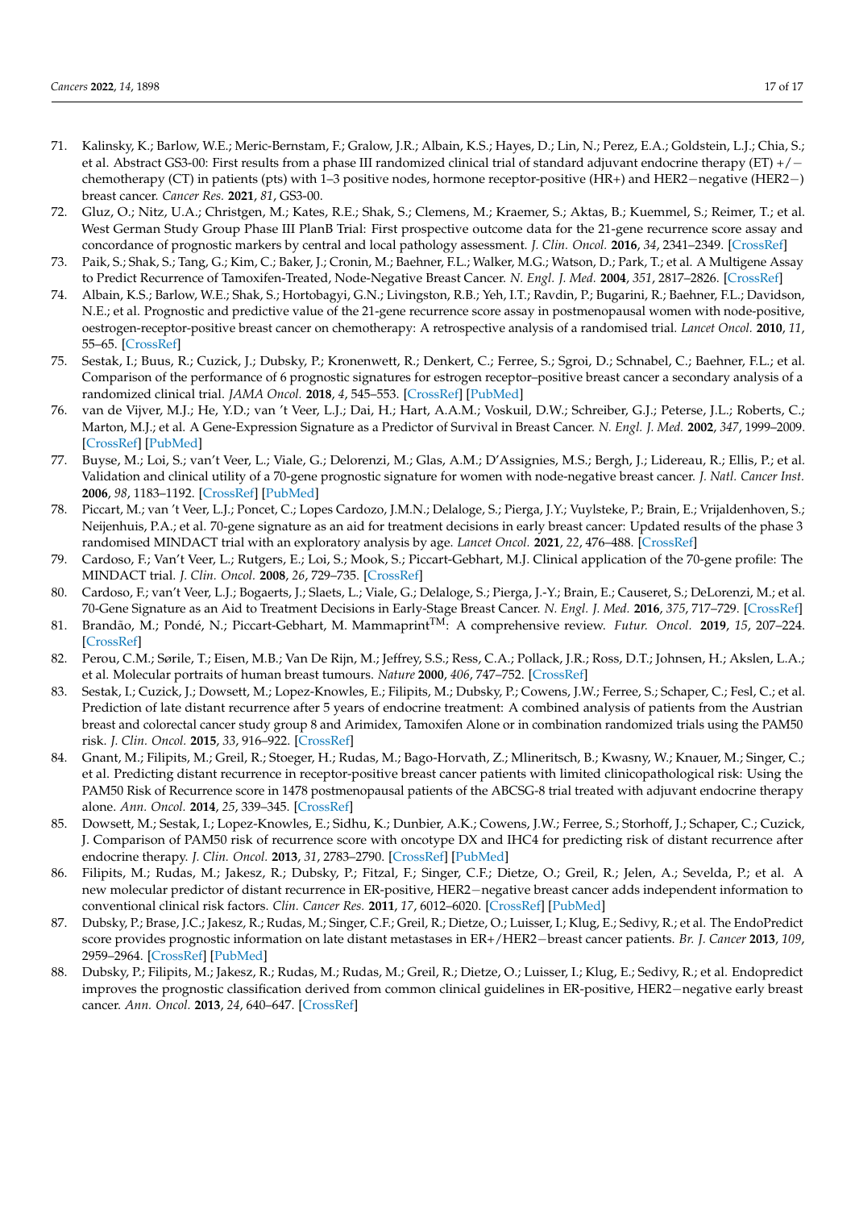71. Kalinsky, K.; Barlow, W.E.; Meric-Bernstam, F.; Gralow, J.R.; Albain, K.S.; Hayes, D.; Lin, N.; Perez, E.A.; Goldstein, L.J.; Chia, S.; et al. Abstract GS3-00: First results from a phase III randomized clinical trial of standard adjuvant endocrine therapy (ET) +/− chemotherapy (CT) in patients (pts) with 1–3 positive nodes, hormone receptor-positive (HR+) and HER2−negative (HER2−) breast cancer. *Cancer Res.* **2021**, *81*, GS3-00.
72. Gluz, O.; Nitz, U.A.; Christgen, M.; Kates, R.E.; Shak, S.; Clemens, M.; Kraemer, S.; Aktas, B.; Kuemmel, S.; Reimer, T.; et al. West German Study Group Phase III PlanB Trial: First prospective outcome data for the 21-gene recurrence score assay and concordance of prognostic markers by central and local pathology assessment. *J. Clin. Oncol.* **2016**, *34*, 2341–2349. [CrossRef]
73. Paik, S.; Shak, S.; Tang, G.; Kim, C.; Baker, J.; Cronin, M.; Baehner, F.L.; Walker, M.G.; Watson, D.; Park, T.; et al. A Multigene Assay to Predict Recurrence of Tamoxifen-Treated, Node-Negative Breast Cancer. *N. Engl. J. Med.* **2004**, *351*, 2817–2826. [CrossRef]
74. Albain, K.S.; Barlow, W.E.; Shak, S.; Hortobagyi, G.N.; Livingston, R.B.; Yeh, I.T.; Ravdin, P.; Bugarini, R.; Baehner, F.L.; Davidson, N.E.; et al. Prognostic and predictive value of the 21-gene recurrence score assay in postmenopausal women with node-positive, oestrogen-receptor-positive breast cancer on chemotherapy: A retrospective analysis of a randomised trial. *Lancet Oncol.* **2010**, *11*, 55–65. [CrossRef]
75. Sestak, I.; Buus, R.; Cuzick, J.; Dubsky, P.; Kronenwett, R.; Denkert, C.; Ferree, S.; Sgroi, D.; Schnabel, C.; Baehner, F.L.; et al. Comparison of the performance of 6 prognostic signatures for estrogen receptor–positive breast cancer a secondary analysis of a randomized clinical trial. *JAMA Oncol.* **2018**, *4*, 545–553. [CrossRef] [PubMed]
76. van de Vijver, M.J.; He, Y.D.; van 't Veer, L.J.; Dai, H.; Hart, A.A.M.; Voskuil, D.W.; Schreiber, G.J.; Peterse, J.L.; Roberts, C.; Marton, M.J.; et al. A Gene-Expression Signature as a Predictor of Survival in Breast Cancer. *N. Engl. J. Med.* **2002**, *347*, 1999–2009. [CrossRef] [PubMed]
77. Buyse, M.; Loi, S.; van't Veer, L.; Viale, G.; Delorenzi, M.; Glas, A.M.; D'Assignies, M.S.; Bergh, J.; Lidereau, R.; Ellis, P.; et al. Validation and clinical utility of a 70-gene prognostic signature for women with node-negative breast cancer. *J. Natl. Cancer Inst.* **2006**, *98*, 1183–1192. [CrossRef] [PubMed]
78. Piccart, M.; van 't Veer, L.J.; Poncet, C.; Lopes Cardozo, J.M.N.; Delaloge, S.; Pierga, J.Y.; Vuylsteke, P.; Brain, E.; Vrijaldenhoven, S.; Neijenhuis, P.A.; et al. 70-gene signature as an aid for treatment decisions in early breast cancer: Updated results of the phase 3 randomised MINDACT trial with an exploratory analysis by age. *Lancet Oncol.* **2021**, *22*, 476–488. [CrossRef]
79. Cardoso, F.; Van't Veer, L.; Rutgers, E.; Loi, S.; Mook, S.; Piccart-Gebhart, M.J. Clinical application of the 70-gene profile: The MINDACT trial. *J. Clin. Oncol.* **2008**, *26*, 729–735. [CrossRef]
80. Cardoso, F.; van't Veer, L.J.; Bogaerts, J.; Slaets, L.; Viale, G.; Delaloge, S.; Pierga, J.-Y.; Brain, E.; Causeret, S.; DeLorenzi, M.; et al. 70-Gene Signature as an Aid to Treatment Decisions in Early-Stage Breast Cancer. *N. Engl. J. Med.* **2016**, *375*, 717–729. [CrossRef]
81. Brandão, M.; Pondé, N.; Piccart-Gebhart, M. Mammaprint™: A comprehensive review. *Futur. Oncol.* **2019**, *15*, 207–224. [CrossRef]
82. Perou, C.M.; Sørile, T.; Eisen, M.B.; Van De Rijn, M.; Jeffrey, S.S.; Ress, C.A.; Pollack, J.R.; Ross, D.T.; Johnsen, H.; Akslen, L.A.; et al. Molecular portraits of human breast tumours. *Nature* **2000**, *406*, 747–752. [CrossRef]
83. Sestak, I.; Cuzick, J.; Dowsett, M.; Lopez-Knowles, E.; Filipits, M.; Dubsky, P.; Cowens, J.W.; Ferree, S.; Schaper, C.; Fesl, C.; et al. Prediction of late distant recurrence after 5 years of endocrine treatment: A combined analysis of patients from the Austrian breast and colorectal cancer study group 8 and Arimidex, Tamoxifen Alone or in combination randomized trials using the PAM50 risk. *J. Clin. Oncol.* **2015**, *33*, 916–922. [CrossRef]
84. Gnant, M.; Filipits, M.; Greil, R.; Stoeger, H.; Rudas, M.; Bago-Horvath, Z.; Mlineritsch, B.; Kwasny, W.; Knauer, M.; Singer, C.; et al. Predicting distant recurrence in receptor-positive breast cancer patients with limited clinicopathological risk: Using the PAM50 Risk of Recurrence score in 1478 postmenopausal patients of the ABCSG-8 trial treated with adjuvant endocrine therapy alone. *Ann. Oncol.* **2014**, *25*, 339–345. [CrossRef]
85. Dowsett, M.; Sestak, I.; Lopez-Knowles, E.; Sidhu, K.; Dunbier, A.K.; Cowens, J.W.; Ferree, S.; Storhoff, J.; Schaper, C.; Cuzick, J. Comparison of PAM50 risk of recurrence score with oncotype DX and IHC4 for predicting risk of distant recurrence after endocrine therapy. *J. Clin. Oncol.* **2013**, *31*, 2783–2790. [CrossRef] [PubMed]
86. Filipits, M.; Rudas, M.; Jakesz, R.; Dubsky, P.; Fitzal, F.; Singer, C.F.; Dietze, O.; Greil, R.; Jelen, A.; Sevelda, P.; et al. A new molecular predictor of distant recurrence in ER-positive, HER2−negative breast cancer adds independent information to conventional clinical risk factors. *Clin. Cancer Res.* **2011**, *17*, 6012–6020. [CrossRef] [PubMed]
87. Dubsky, P.; Brase, J.C.; Jakesz, R.; Rudas, M.; Singer, C.F.; Greil, R.; Dietze, O.; Luisser, I.; Klug, E.; Sedivy, R.; et al. The EndoPredict score provides prognostic information on late distant metastases in ER+/HER2−breast cancer patients. *Br. J. Cancer* **2013**, *109*, 2959–2964. [CrossRef] [PubMed]
88. Dubsky, P.; Filipits, M.; Jakesz, R.; Rudas, M.; Rudas, M.; Greil, R.; Dietze, O.; Luisser, I.; Klug, E.; Sedivy, R.; et al. Endopredict improves the prognostic classification derived from common clinical guidelines in ER-positive, HER2−negative early breast cancer. *Ann. Oncol.* **2013**, *24*, 640–647. [CrossRef]